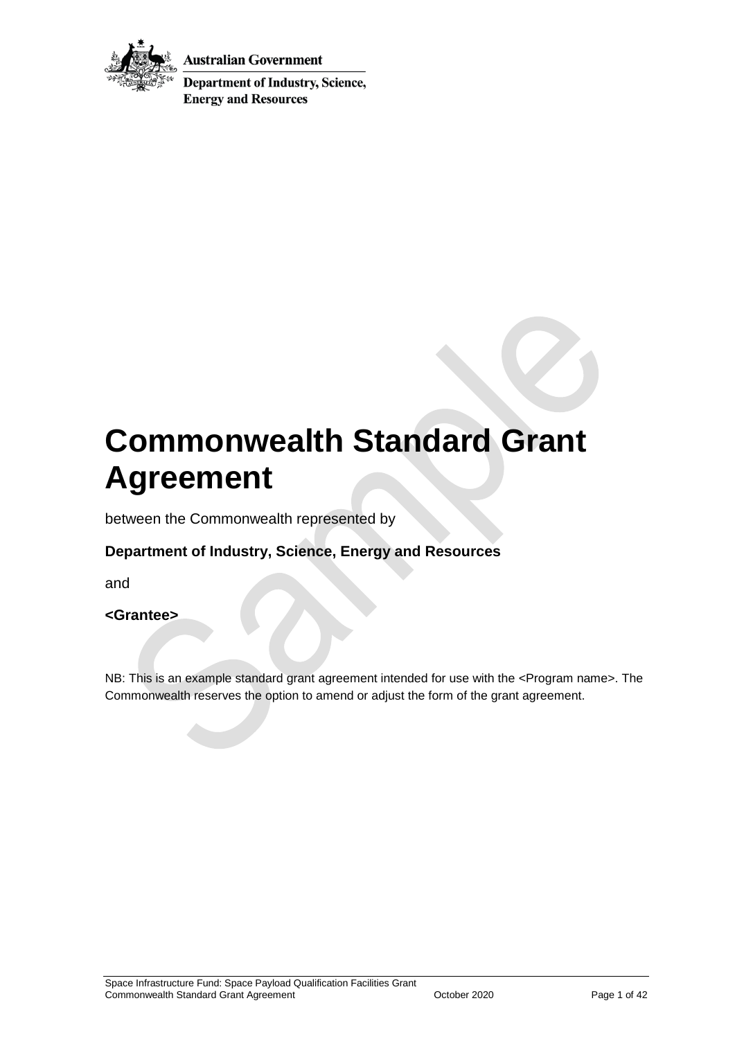Australian Government

Department of Industry, Science, Energy and Resources

# Commonwealth Standard Grant Agreement

between the Commonwealth represented by

**Department of Industry, Science, Energy and Resources**

and

**<Grantee>**

NB: This is an example standard grant agreement intended for use with the <Program name>. The Commonwealth reserves the option to amend or adjust the form of the grant agreement.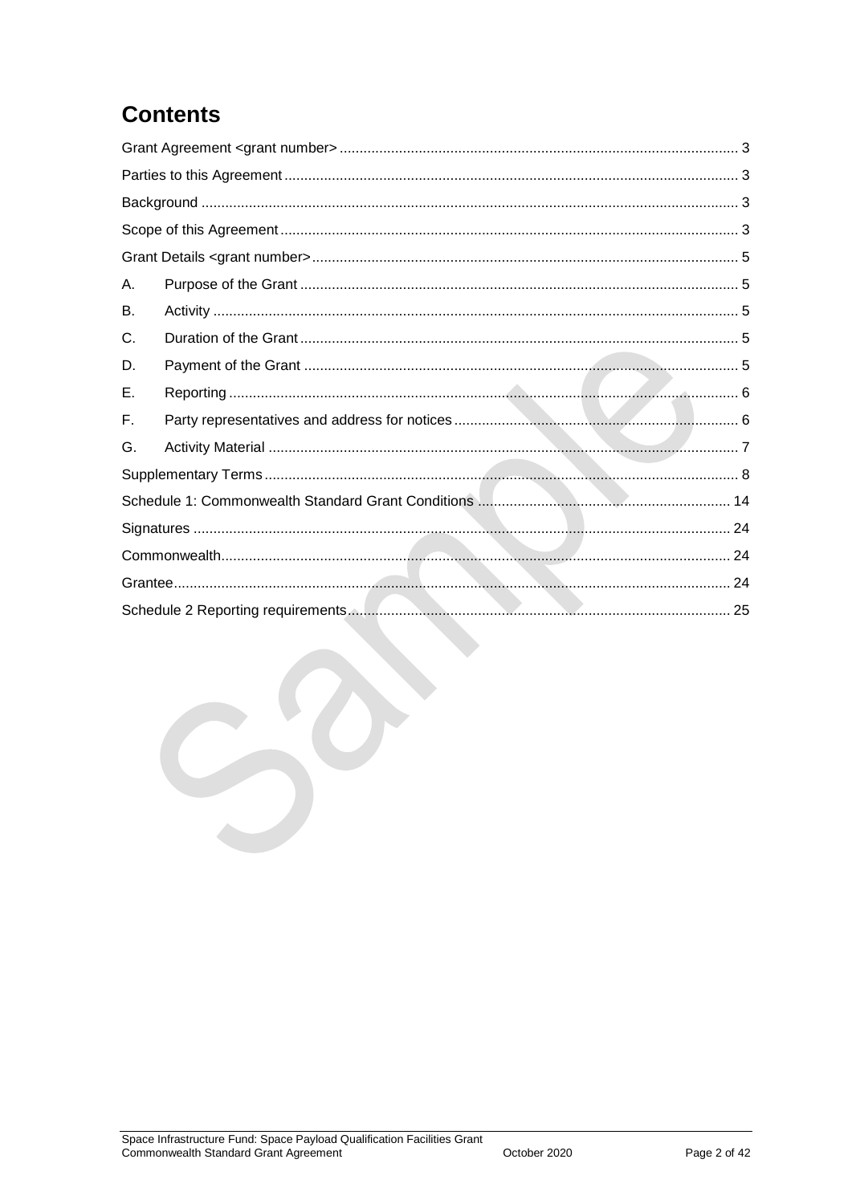# Contents

Grant Agreement <grant number> ..... 3

Parties to this Agreement ..... 3

Background ..... 3

Scope of this Agreement ..... 3

Grant Details <grant number> ..... 5

A. Purpose of the Grant ..... 5

B. Activity ..... 5

C. Duration of the Grant ..... 5

D. Payment of the Grant ..... 5

E. Reporting ..... 6

F. Party representatives and address for notices ..... 6

G. Activity Material ..... 7

Supplementary Terms ..... 8

Schedule 1: Commonwealth Standard Grant Conditions ..... 14

Signatures ..... 24

Commonwealth ..... 24

Grantee ..... 24

Schedule 2 Reporting requirements ..... 25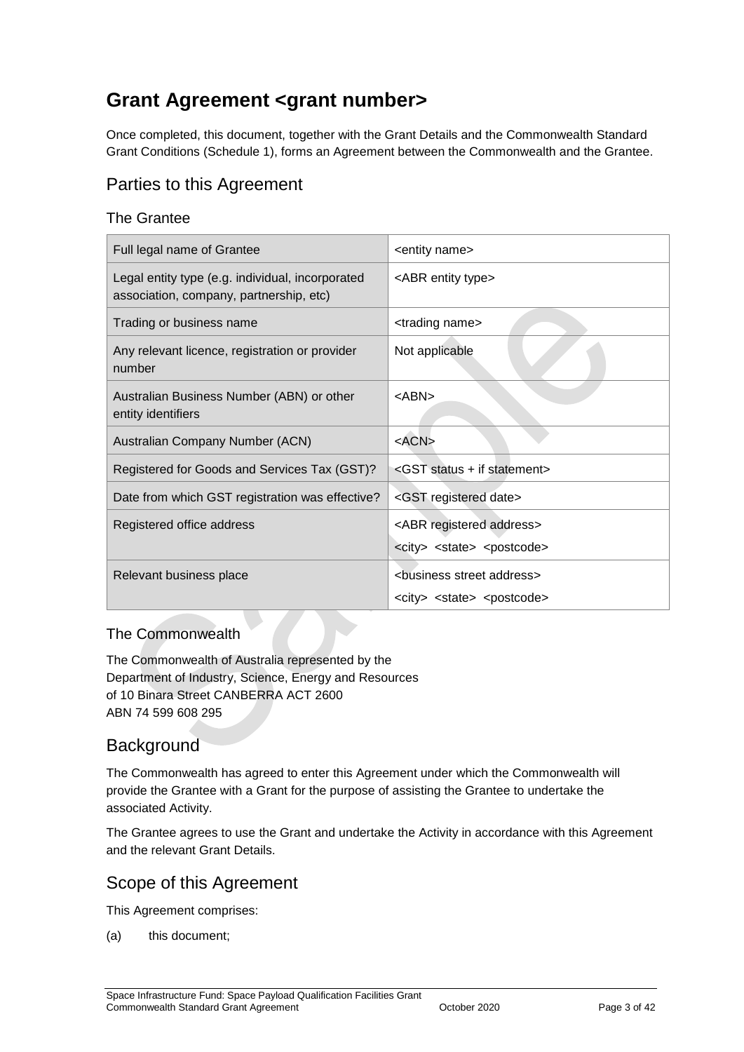# Grant Agreement <grant number>

Once completed, this document, together with the Grant Details and the Commonwealth Standard Grant Conditions (Schedule 1), forms an Agreement between the Commonwealth and the Grantee.

## Parties to this Agreement

### The Grantee

| Full legal name of Grantee | <entity name> |
|---|---|
| Legal entity type (e.g. individual, incorporated association, company, partnership, etc) | <ABR entity type> |
| Trading or business name | <trading name> |
| Any relevant licence, registration or provider number | Not applicable |
| Australian Business Number (ABN) or other entity identifiers | <ABN> |
| Australian Company Number (ACN) | <ACN> |
| Registered for Goods and Services Tax (GST)? | <GST status + if statement> |
| Date from which GST registration was effective? | <GST registered date> |
| Registered office address | <ABR registered address> <city> <state> <postcode> |
| Relevant business place | <business street address> <city> <state> <postcode> |

### The Commonwealth

The Commonwealth of Australia represented by the
Department of Industry, Science, Energy and Resources
of 10 Binara Street CANBERRA ACT 2600
ABN 74 599 608 295

## Background

The Commonwealth has agreed to enter this Agreement under which the Commonwealth will provide the Grantee with a Grant for the purpose of assisting the Grantee to undertake the associated Activity.

The Grantee agrees to use the Grant and undertake the Activity in accordance with this Agreement and the relevant Grant Details.

## Scope of this Agreement

This Agreement comprises:

(a) this document;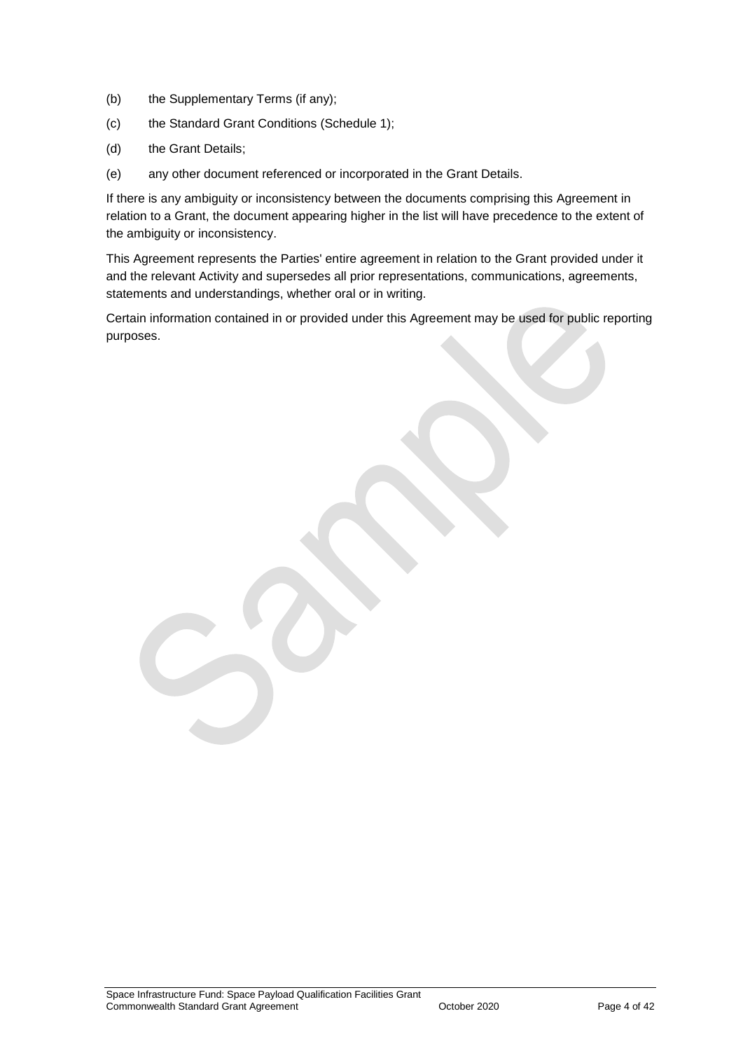(b) the Supplementary Terms (if any);

(c) the Standard Grant Conditions (Schedule 1);

(d) the Grant Details;

(e) any other document referenced or incorporated in the Grant Details.

If there is any ambiguity or inconsistency between the documents comprising this Agreement in relation to a Grant, the document appearing higher in the list will have precedence to the extent of the ambiguity or inconsistency.

This Agreement represents the Parties' entire agreement in relation to the Grant provided under it and the relevant Activity and supersedes all prior representations, communications, agreements, statements and understandings, whether oral or in writing.

Certain information contained in or provided under this Agreement may be used for public reporting purposes.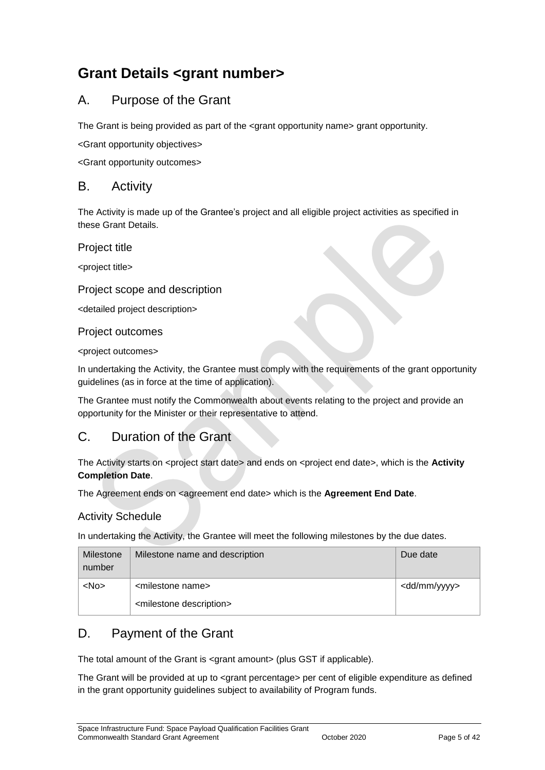# Grant Details <grant number>

## A. Purpose of the Grant

The Grant is being provided as part of the <grant opportunity name> grant opportunity.

<Grant opportunity objectives>

<Grant opportunity outcomes>

## B. Activity

The Activity is made up of the Grantee's project and all eligible project activities as specified in these Grant Details.

### Project title

<project title>

### Project scope and description

<detailed project description>

### Project outcomes

<project outcomes>

In undertaking the Activity, the Grantee must comply with the requirements of the grant opportunity guidelines (as in force at the time of application).

The Grantee must notify the Commonwealth about events relating to the project and provide an opportunity for the Minister or their representative to attend.

## C. Duration of the Grant

The Activity starts on <project start date> and ends on <project end date>, which is the **Activity Completion Date**.

The Agreement ends on <agreement end date> which is the **Agreement End Date**.

### Activity Schedule

In undertaking the Activity, the Grantee will meet the following milestones by the due dates.

| Milestone number | Milestone name and description | Due date |
|---|---|---|
| <No> | <milestone name><br><milestone description> | <dd/mm/yyyy> |

## D. Payment of the Grant

The total amount of the Grant is <grant amount> (plus GST if applicable).

The Grant will be provided at up to <grant percentage> per cent of eligible expenditure as defined in the grant opportunity guidelines subject to availability of Program funds.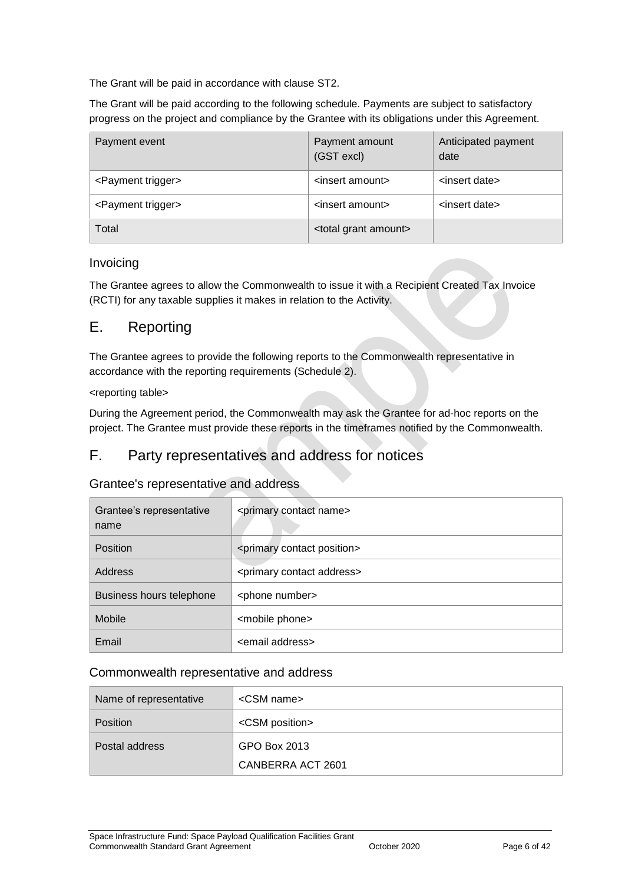The Grant will be paid in accordance with clause ST2.

The Grant will be paid according to the following schedule. Payments are subject to satisfactory progress on the project and compliance by the Grantee with its obligations under this Agreement.

| Payment event | Payment amount (GST excl) | Anticipated payment date |
|---|---|---|
| <Payment trigger> | <insert amount> | <insert date> |
| <Payment trigger> | <insert amount> | <insert date> |
| Total | <total grant amount> | |

### Invoicing

The Grantee agrees to allow the Commonwealth to issue it with a Recipient Created Tax Invoice (RCTI) for any taxable supplies it makes in relation to the Activity.

## E. Reporting

The Grantee agrees to provide the following reports to the Commonwealth representative in accordance with the reporting requirements (Schedule 2).

<reporting table>

During the Agreement period, the Commonwealth may ask the Grantee for ad-hoc reports on the project. The Grantee must provide these reports in the timeframes notified by the Commonwealth.

## F. Party representatives and address for notices

### Grantee's representative and address

| Grantee's representative name | <primary contact name> |
|---|---|
| Position | <primary contact position> |
| Address | <primary contact address> |
| Business hours telephone | <phone number> |
| Mobile | <mobile phone> |
| Email | <email address> |

### Commonwealth representative and address

| Name of representative | <CSM name> |
|---|---|
| Position | <CSM position> |
| Postal address | GPO Box 2013<br>CANBERRA ACT 2601 |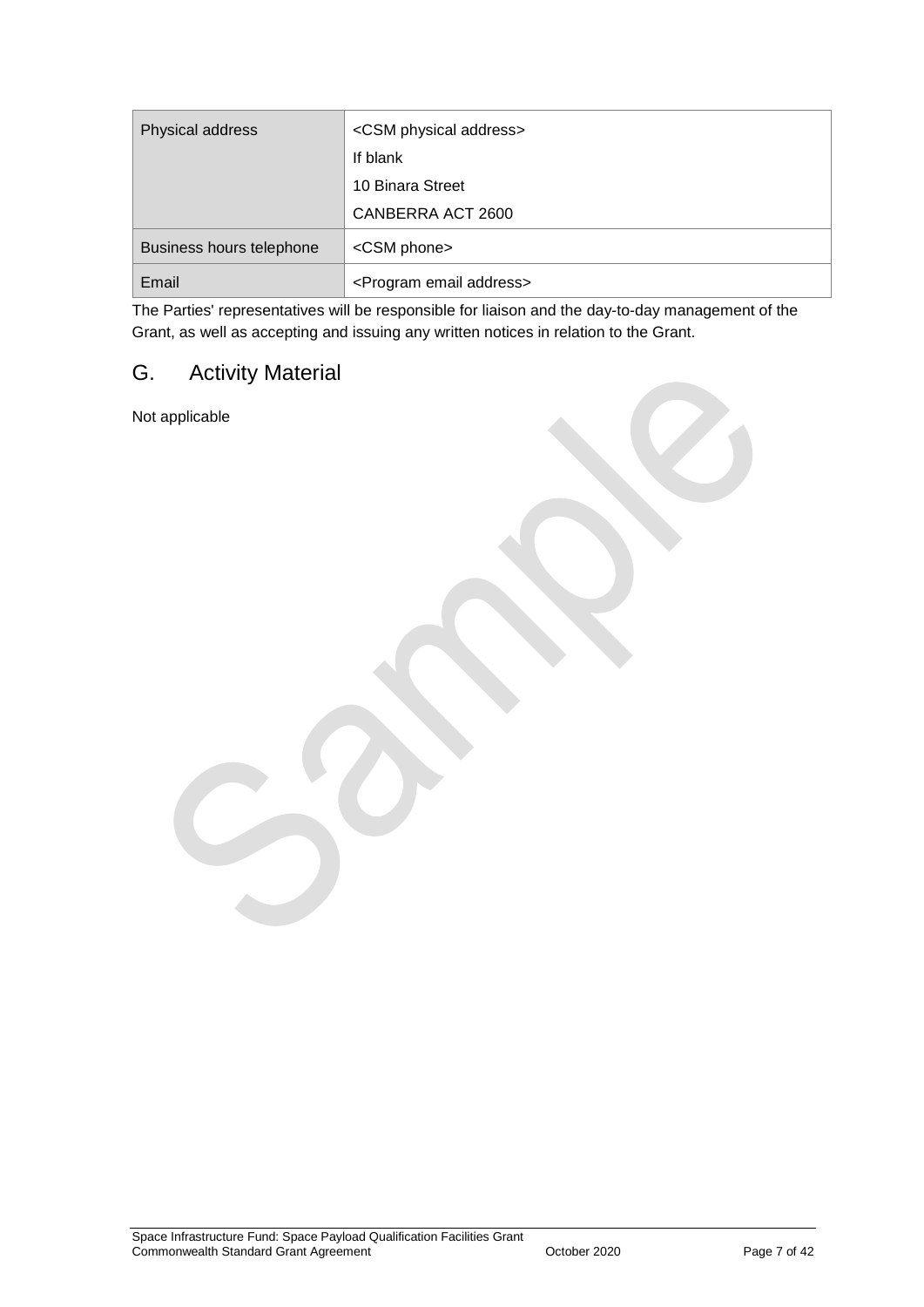| Physical address | <CSM physical address><br>If blank<br>10 Binara Street<br>CANBERRA ACT 2600 |
|---|---|
| Business hours telephone | <CSM phone> |
| Email | <Program email address> |

The Parties' representatives will be responsible for liaison and the day-to-day management of the Grant, as well as accepting and issuing any written notices in relation to the Grant.

## G. Activity Material

Not applicable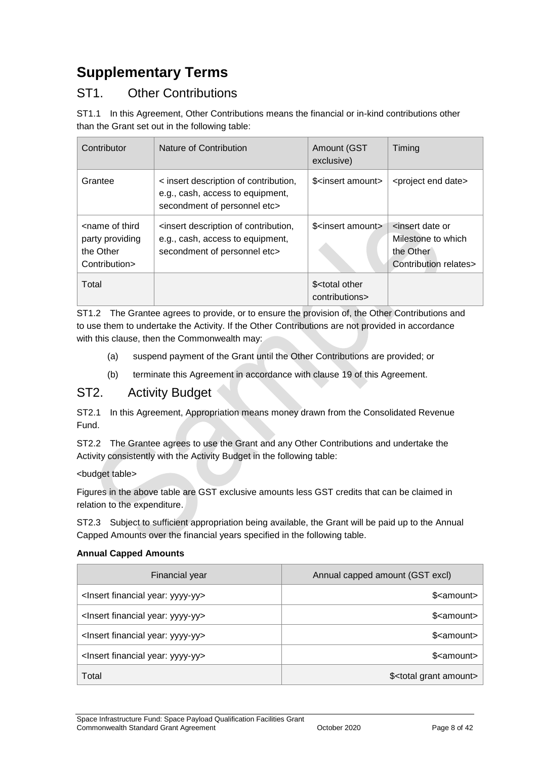# Supplementary Terms

## ST1. Other Contributions

ST1.1 In this Agreement, Other Contributions means the financial or in-kind contributions other than the Grant set out in the following table:

| Contributor | Nature of Contribution | Amount (GST exclusive) | Timing |
|---|---|---|---|
| Grantee | < insert description of contribution, e.g., cash, access to equipment, secondment of personnel etc> | $<insert amount> | <project end date> |
| <name of third party providing the Other Contribution> | <insert description of contribution, e.g., cash, access to equipment, secondment of personnel etc> | $<insert amount> | <insert date or Milestone to which the Other Contribution relates> |
| Total | | $<total other contributions> | |

ST1.2 The Grantee agrees to provide, or to ensure the provision of, the Other Contributions and to use them to undertake the Activity. If the Other Contributions are not provided in accordance with this clause, then the Commonwealth may:

(a) suspend payment of the Grant until the Other Contributions are provided; or

(b) terminate this Agreement in accordance with clause 19 of this Agreement.

## ST2. Activity Budget

ST2.1 In this Agreement, Appropriation means money drawn from the Consolidated Revenue Fund.

ST2.2 The Grantee agrees to use the Grant and any Other Contributions and undertake the Activity consistently with the Activity Budget in the following table:

<budget table>

Figures in the above table are GST exclusive amounts less GST credits that can be claimed in relation to the expenditure.

ST2.3 Subject to sufficient appropriation being available, the Grant will be paid up to the Annual Capped Amounts over the financial years specified in the following table.

**Annual Capped Amounts**

| Financial year | Annual capped amount (GST excl) |
|---|---|
| <Insert financial year: yyyy-yy> | $<amount> |
| <Insert financial year: yyyy-yy> | $<amount> |
| <Insert financial year: yyyy-yy> | $<amount> |
| <Insert financial year: yyyy-yy> | $<amount> |
| Total | $<total grant amount> |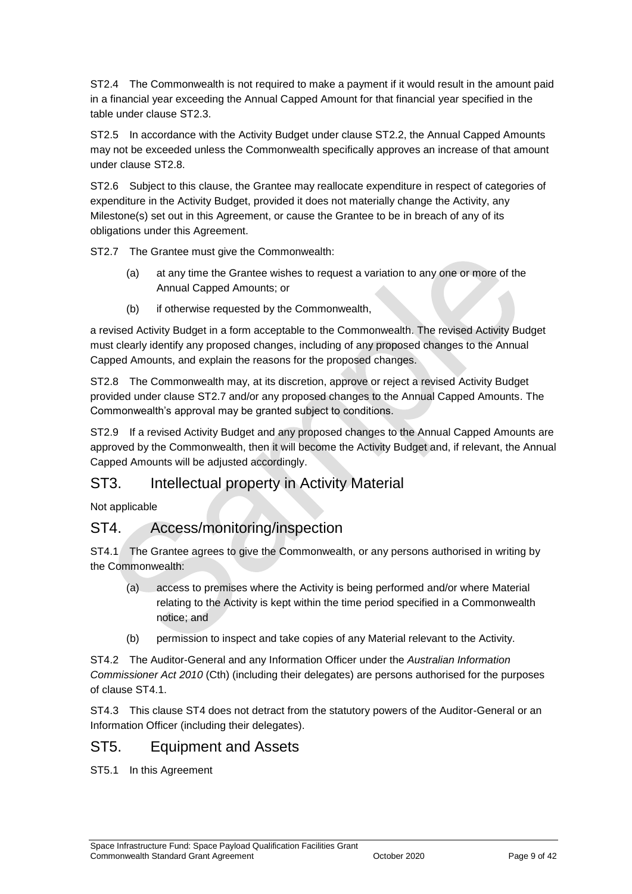ST2.4 The Commonwealth is not required to make a payment if it would result in the amount paid in a financial year exceeding the Annual Capped Amount for that financial year specified in the table under clause ST2.3.

ST2.5 In accordance with the Activity Budget under clause ST2.2, the Annual Capped Amounts may not be exceeded unless the Commonwealth specifically approves an increase of that amount under clause ST2.8.

ST2.6 Subject to this clause, the Grantee may reallocate expenditure in respect of categories of expenditure in the Activity Budget, provided it does not materially change the Activity, any Milestone(s) set out in this Agreement, or cause the Grantee to be in breach of any of its obligations under this Agreement.

ST2.7 The Grantee must give the Commonwealth:

(a) at any time the Grantee wishes to request a variation to any one or more of the Annual Capped Amounts; or

(b) if otherwise requested by the Commonwealth,

a revised Activity Budget in a form acceptable to the Commonwealth. The revised Activity Budget must clearly identify any proposed changes, including of any proposed changes to the Annual Capped Amounts, and explain the reasons for the proposed changes.

ST2.8 The Commonwealth may, at its discretion, approve or reject a revised Activity Budget provided under clause ST2.7 and/or any proposed changes to the Annual Capped Amounts. The Commonwealth's approval may be granted subject to conditions.

ST2.9 If a revised Activity Budget and any proposed changes to the Annual Capped Amounts are approved by the Commonwealth, then it will become the Activity Budget and, if relevant, the Annual Capped Amounts will be adjusted accordingly.

## ST3. Intellectual property in Activity Material

Not applicable

## ST4. Access/monitoring/inspection

ST4.1 The Grantee agrees to give the Commonwealth, or any persons authorised in writing by the Commonwealth:

(a) access to premises where the Activity is being performed and/or where Material relating to the Activity is kept within the time period specified in a Commonwealth notice; and

(b) permission to inspect and take copies of any Material relevant to the Activity.

ST4.2 The Auditor-General and any Information Officer under the *Australian Information Commissioner Act 2010* (Cth) (including their delegates) are persons authorised for the purposes of clause ST4.1.

ST4.3 This clause ST4 does not detract from the statutory powers of the Auditor-General or an Information Officer (including their delegates).

## ST5. Equipment and Assets

ST5.1 In this Agreement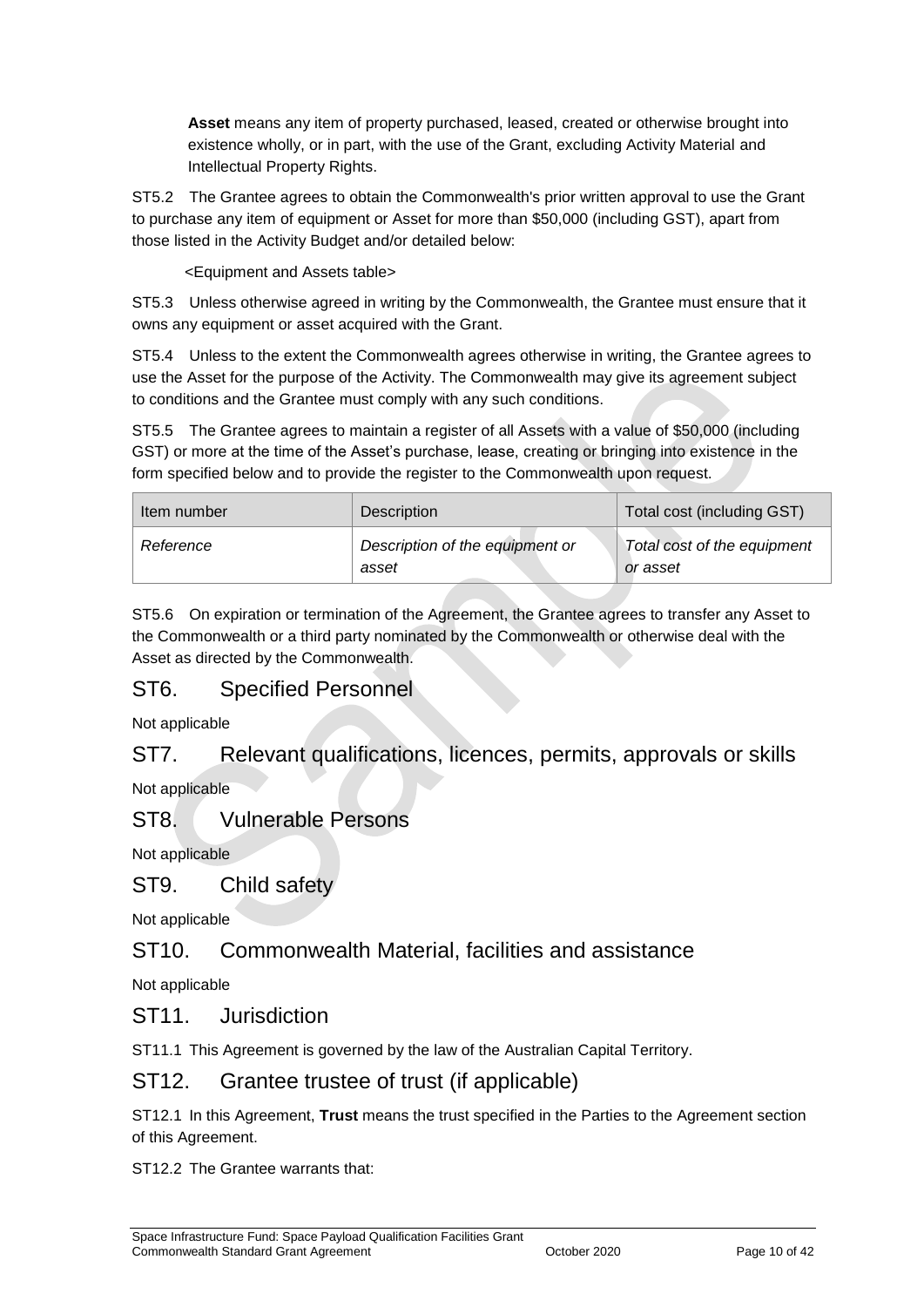**Asset** means any item of property purchased, leased, created or otherwise brought into existence wholly, or in part, with the use of the Grant, excluding Activity Material and Intellectual Property Rights.

ST5.2 The Grantee agrees to obtain the Commonwealth's prior written approval to use the Grant to purchase any item of equipment or Asset for more than $50,000 (including GST), apart from those listed in the Activity Budget and/or detailed below:

<Equipment and Assets table>

ST5.3 Unless otherwise agreed in writing by the Commonwealth, the Grantee must ensure that it owns any equipment or asset acquired with the Grant.

ST5.4 Unless to the extent the Commonwealth agrees otherwise in writing, the Grantee agrees to use the Asset for the purpose of the Activity. The Commonwealth may give its agreement subject to conditions and the Grantee must comply with any such conditions.

ST5.5 The Grantee agrees to maintain a register of all Assets with a value of $50,000 (including GST) or more at the time of the Asset's purchase, lease, creating or bringing into existence in the form specified below and to provide the register to the Commonwealth upon request.

| Item number | Description | Total cost (including GST) |
|---|---|---|
| *Reference* | *Description of the equipment or asset* | *Total cost of the equipment or asset* |

ST5.6 On expiration or termination of the Agreement, the Grantee agrees to transfer any Asset to the Commonwealth or a third party nominated by the Commonwealth or otherwise deal with the Asset as directed by the Commonwealth.

## ST6. Specified Personnel

Not applicable

## ST7. Relevant qualifications, licences, permits, approvals or skills

Not applicable

## ST8. Vulnerable Persons

Not applicable

## ST9. Child safety

Not applicable

## ST10. Commonwealth Material, facilities and assistance

Not applicable

## ST11. Jurisdiction

ST11.1 This Agreement is governed by the law of the Australian Capital Territory.

## ST12. Grantee trustee of trust (if applicable)

ST12.1 In this Agreement, **Trust** means the trust specified in the Parties to the Agreement section of this Agreement.

ST12.2 The Grantee warrants that: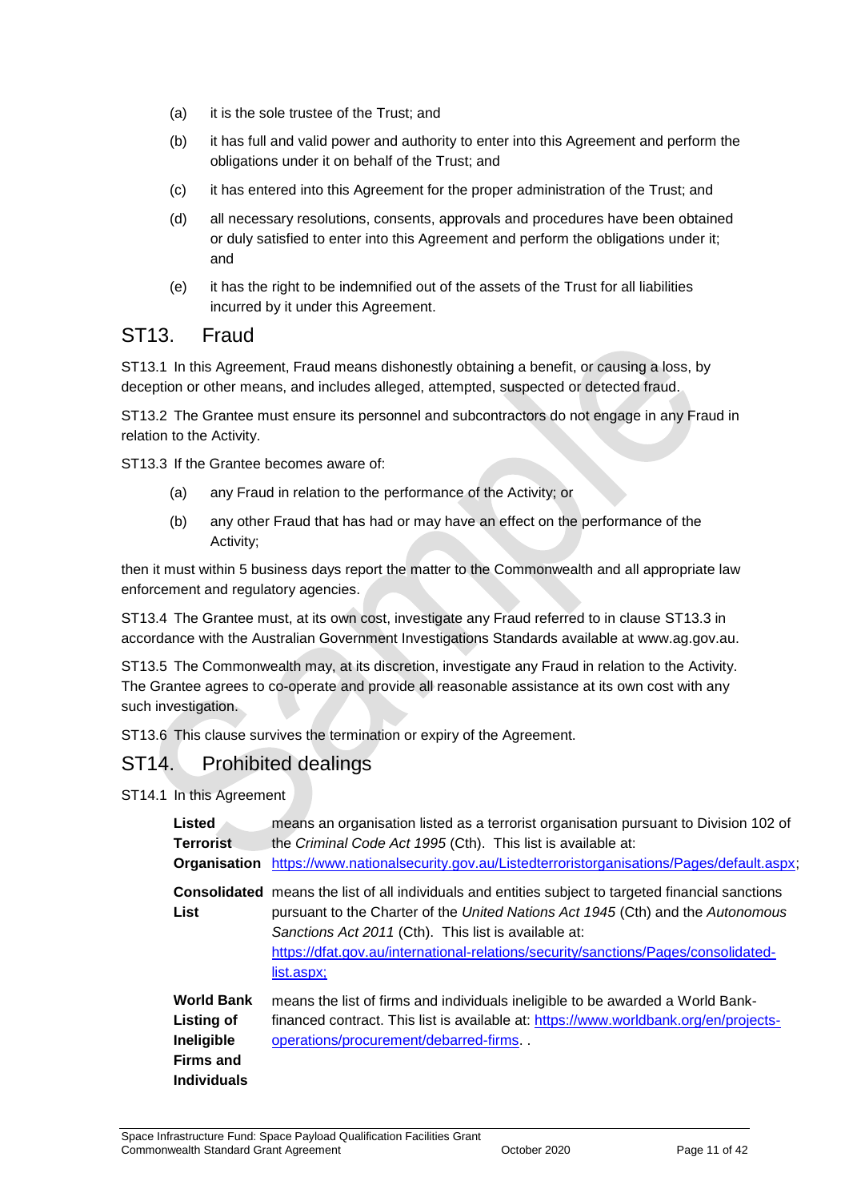(a) it is the sole trustee of the Trust; and

(b) it has full and valid power and authority to enter into this Agreement and perform the obligations under it on behalf of the Trust; and

(c) it has entered into this Agreement for the proper administration of the Trust; and

(d) all necessary resolutions, consents, approvals and procedures have been obtained or duly satisfied to enter into this Agreement and perform the obligations under it; and

(e) it has the right to be indemnified out of the assets of the Trust for all liabilities incurred by it under this Agreement.

## ST13. Fraud

ST13.1 In this Agreement, Fraud means dishonestly obtaining a benefit, or causing a loss, by deception or other means, and includes alleged, attempted, suspected or detected fraud.

ST13.2 The Grantee must ensure its personnel and subcontractors do not engage in any Fraud in relation to the Activity.

ST13.3 If the Grantee becomes aware of:

(a) any Fraud in relation to the performance of the Activity; or

(b) any other Fraud that has had or may have an effect on the performance of the Activity;

then it must within 5 business days report the matter to the Commonwealth and all appropriate law enforcement and regulatory agencies.

ST13.4 The Grantee must, at its own cost, investigate any Fraud referred to in clause ST13.3 in accordance with the Australian Government Investigations Standards available at www.ag.gov.au.

ST13.5 The Commonwealth may, at its discretion, investigate any Fraud in relation to the Activity. The Grantee agrees to co-operate and provide all reasonable assistance at its own cost with any such investigation.

ST13.6 This clause survives the termination or expiry of the Agreement.

## ST14. Prohibited dealings

ST14.1 In this Agreement

| | |
|---|---|
| **Listed Terrorist Organisation** | means an organisation listed as a terrorist organisation pursuant to Division 102 of the *Criminal Code Act 1995* (Cth). This list is available at: https://www.nationalsecurity.gov.au/Listedterroristorganisations/Pages/default.aspx; |
| **Consolidated List** | means the list of all individuals and entities subject to targeted financial sanctions pursuant to the Charter of the *United Nations Act 1945* (Cth) and the *Autonomous Sanctions Act 2011* (Cth). This list is available at: https://dfat.gov.au/international-relations/security/sanctions/Pages/consolidated-list.aspx; |
| **World Bank Listing of Ineligible Firms and Individuals** | means the list of firms and individuals ineligible to be awarded a World Bank-financed contract. This list is available at: https://www.worldbank.org/en/projects-operations/procurement/debarred-firms. . |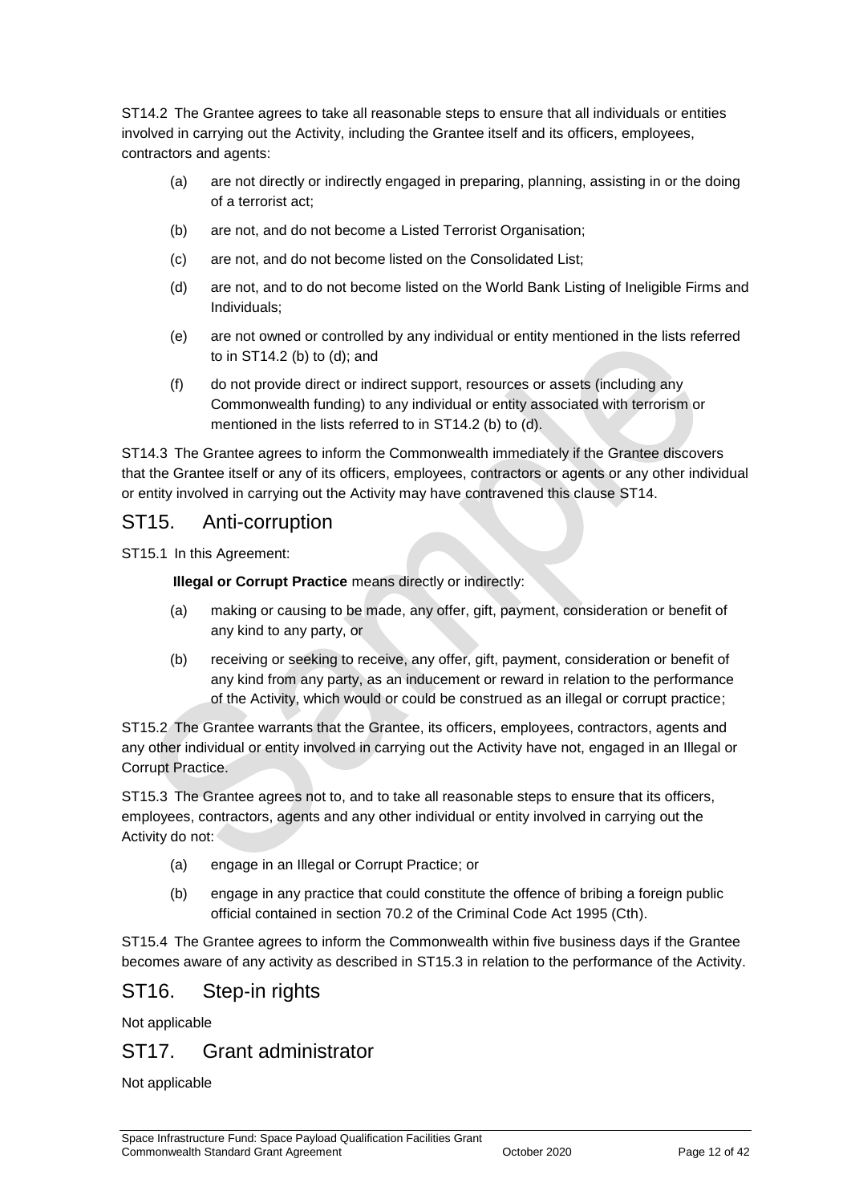ST14.2 The Grantee agrees to take all reasonable steps to ensure that all individuals or entities involved in carrying out the Activity, including the Grantee itself and its officers, employees, contractors and agents:

(a) are not directly or indirectly engaged in preparing, planning, assisting in or the doing of a terrorist act;

(b) are not, and do not become a Listed Terrorist Organisation;

(c) are not, and do not become listed on the Consolidated List;

(d) are not, and to do not become listed on the World Bank Listing of Ineligible Firms and Individuals;

(e) are not owned or controlled by any individual or entity mentioned in the lists referred to in ST14.2 (b) to (d); and

(f) do not provide direct or indirect support, resources or assets (including any Commonwealth funding) to any individual or entity associated with terrorism or mentioned in the lists referred to in ST14.2 (b) to (d).

ST14.3 The Grantee agrees to inform the Commonwealth immediately if the Grantee discovers that the Grantee itself or any of its officers, employees, contractors or agents or any other individual or entity involved in carrying out the Activity may have contravened this clause ST14.

## ST15. Anti-corruption

ST15.1 In this Agreement:

**Illegal or Corrupt Practice** means directly or indirectly:

(a) making or causing to be made, any offer, gift, payment, consideration or benefit of any kind to any party, or

(b) receiving or seeking to receive, any offer, gift, payment, consideration or benefit of any kind from any party, as an inducement or reward in relation to the performance of the Activity, which would or could be construed as an illegal or corrupt practice;

ST15.2 The Grantee warrants that the Grantee, its officers, employees, contractors, agents and any other individual or entity involved in carrying out the Activity have not, engaged in an Illegal or Corrupt Practice.

ST15.3 The Grantee agrees not to, and to take all reasonable steps to ensure that its officers, employees, contractors, agents and any other individual or entity involved in carrying out the Activity do not:

(a) engage in an Illegal or Corrupt Practice; or

(b) engage in any practice that could constitute the offence of bribing a foreign public official contained in section 70.2 of the Criminal Code Act 1995 (Cth).

ST15.4 The Grantee agrees to inform the Commonwealth within five business days if the Grantee becomes aware of any activity as described in ST15.3 in relation to the performance of the Activity.

## ST16. Step-in rights

Not applicable

## ST17. Grant administrator

Not applicable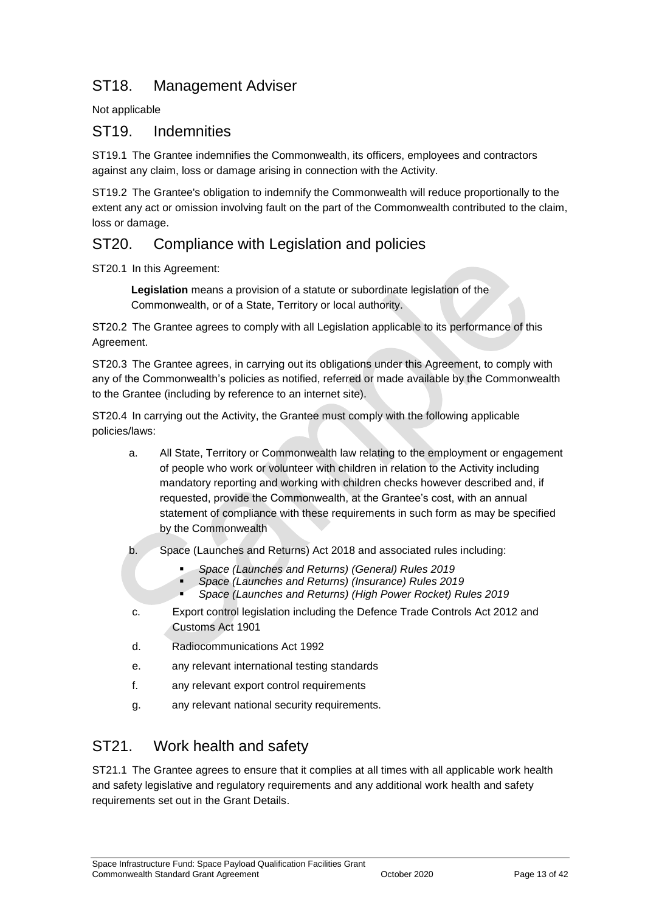## ST18. Management Adviser

Not applicable

## ST19. Indemnities

ST19.1 The Grantee indemnifies the Commonwealth, its officers, employees and contractors against any claim, loss or damage arising in connection with the Activity.

ST19.2 The Grantee's obligation to indemnify the Commonwealth will reduce proportionally to the extent any act or omission involving fault on the part of the Commonwealth contributed to the claim, loss or damage.

## ST20. Compliance with Legislation and policies

ST20.1 In this Agreement:

> **Legislation** means a provision of a statute or subordinate legislation of the Commonwealth, or of a State, Territory or local authority.

ST20.2 The Grantee agrees to comply with all Legislation applicable to its performance of this Agreement.

ST20.3 The Grantee agrees, in carrying out its obligations under this Agreement, to comply with any of the Commonwealth's policies as notified, referred or made available by the Commonwealth to the Grantee (including by reference to an internet site).

ST20.4 In carrying out the Activity, the Grantee must comply with the following applicable policies/laws:

a. All State, Territory or Commonwealth law relating to the employment or engagement of people who work or volunteer with children in relation to the Activity including mandatory reporting and working with children checks however described and, if requested, provide the Commonwealth, at the Grantee's cost, with an annual statement of compliance with these requirements in such form as may be specified by the Commonwealth

b. Space (Launches and Returns) Act 2018 and associated rules including:
   - *Space (Launches and Returns) (General) Rules 2019*
   - *Space (Launches and Returns) (Insurance) Rules 2019*
   - *Space (Launches and Returns) (High Power Rocket) Rules 2019*

c. Export control legislation including the Defence Trade Controls Act 2012 and Customs Act 1901

d. Radiocommunications Act 1992

e. any relevant international testing standards

f. any relevant export control requirements

g. any relevant national security requirements.

## ST21. Work health and safety

ST21.1 The Grantee agrees to ensure that it complies at all times with all applicable work health and safety legislative and regulatory requirements and any additional work health and safety requirements set out in the Grant Details.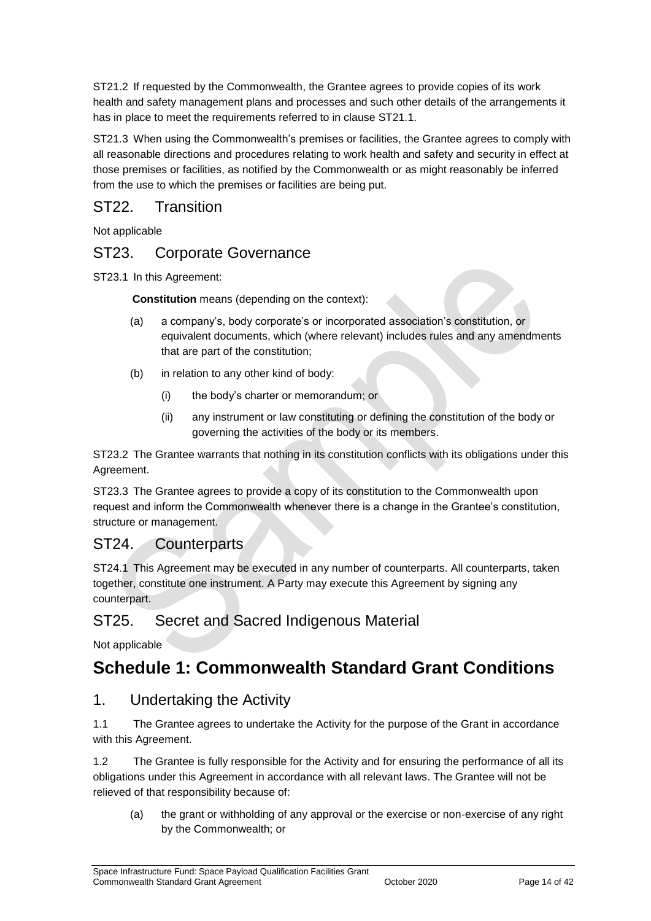ST21.2 If requested by the Commonwealth, the Grantee agrees to provide copies of its work health and safety management plans and processes and such other details of the arrangements it has in place to meet the requirements referred to in clause ST21.1.

ST21.3 When using the Commonwealth's premises or facilities, the Grantee agrees to comply with all reasonable directions and procedures relating to work health and safety and security in effect at those premises or facilities, as notified by the Commonwealth or as might reasonably be inferred from the use to which the premises or facilities are being put.

## ST22. Transition

Not applicable

## ST23. Corporate Governance

ST23.1 In this Agreement:

**Constitution** means (depending on the context):

(a) a company's, body corporate's or incorporated association's constitution, or equivalent documents, which (where relevant) includes rules and any amendments that are part of the constitution;

(b) in relation to any other kind of body:

 (i) the body's charter or memorandum; or

 (ii) any instrument or law constituting or defining the constitution of the body or governing the activities of the body or its members.

ST23.2 The Grantee warrants that nothing in its constitution conflicts with its obligations under this Agreement.

ST23.3 The Grantee agrees to provide a copy of its constitution to the Commonwealth upon request and inform the Commonwealth whenever there is a change in the Grantee's constitution, structure or management.

## ST24. Counterparts

ST24.1 This Agreement may be executed in any number of counterparts. All counterparts, taken together, constitute one instrument. A Party may execute this Agreement by signing any counterpart.

## ST25. Secret and Sacred Indigenous Material

Not applicable

# Schedule 1: Commonwealth Standard Grant Conditions

## 1. Undertaking the Activity

1.1 The Grantee agrees to undertake the Activity for the purpose of the Grant in accordance with this Agreement.

1.2 The Grantee is fully responsible for the Activity and for ensuring the performance of all its obligations under this Agreement in accordance with all relevant laws. The Grantee will not be relieved of that responsibility because of:

(a) the grant or withholding of any approval or the exercise or non-exercise of any right by the Commonwealth; or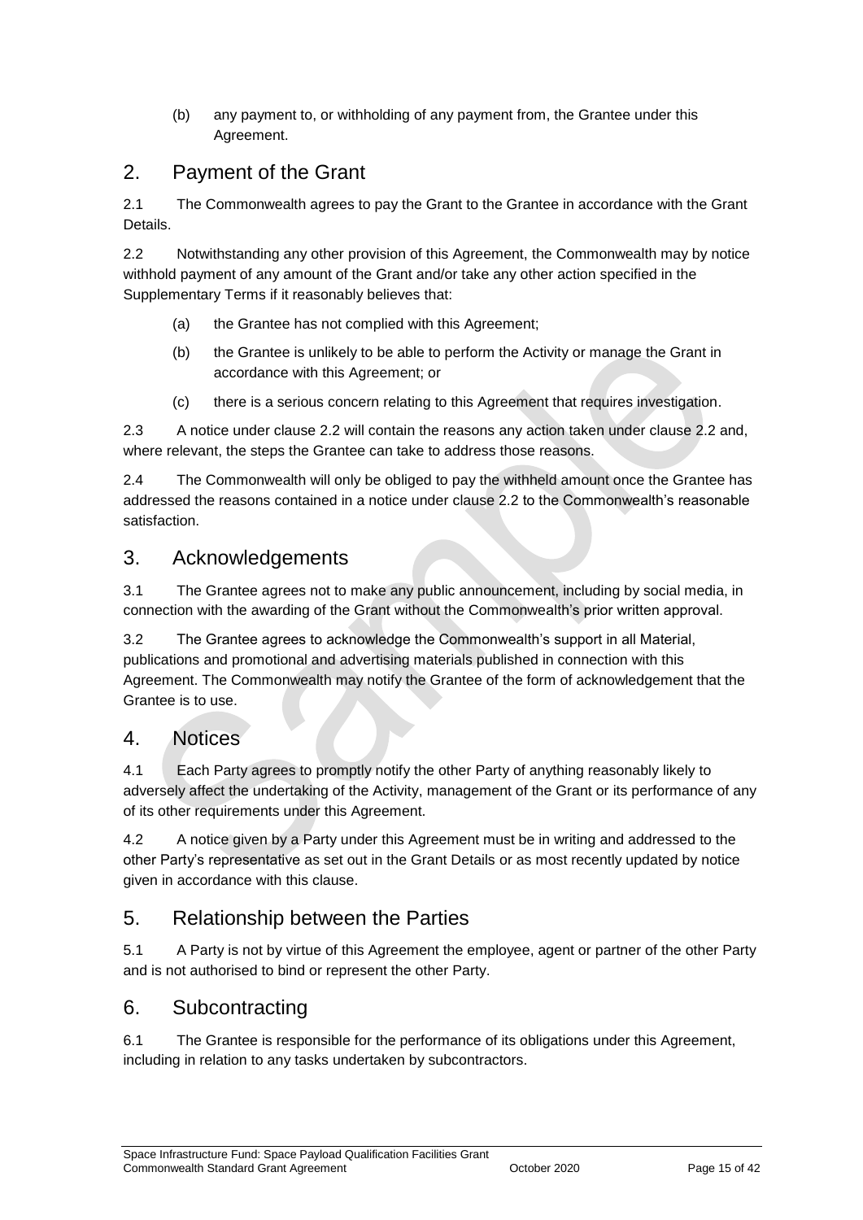(b) any payment to, or withholding of any payment from, the Grantee under this Agreement.

## 2. Payment of the Grant

2.1 The Commonwealth agrees to pay the Grant to the Grantee in accordance with the Grant Details.

2.2 Notwithstanding any other provision of this Agreement, the Commonwealth may by notice withhold payment of any amount of the Grant and/or take any other action specified in the Supplementary Terms if it reasonably believes that:

(a) the Grantee has not complied with this Agreement;

(b) the Grantee is unlikely to be able to perform the Activity or manage the Grant in accordance with this Agreement; or

(c) there is a serious concern relating to this Agreement that requires investigation.

2.3 A notice under clause 2.2 will contain the reasons any action taken under clause 2.2 and, where relevant, the steps the Grantee can take to address those reasons.

2.4 The Commonwealth will only be obliged to pay the withheld amount once the Grantee has addressed the reasons contained in a notice under clause 2.2 to the Commonwealth's reasonable satisfaction.

## 3. Acknowledgements

3.1 The Grantee agrees not to make any public announcement, including by social media, in connection with the awarding of the Grant without the Commonwealth's prior written approval.

3.2 The Grantee agrees to acknowledge the Commonwealth's support in all Material, publications and promotional and advertising materials published in connection with this Agreement. The Commonwealth may notify the Grantee of the form of acknowledgement that the Grantee is to use.

## 4. Notices

4.1 Each Party agrees to promptly notify the other Party of anything reasonably likely to adversely affect the undertaking of the Activity, management of the Grant or its performance of any of its other requirements under this Agreement.

4.2 A notice given by a Party under this Agreement must be in writing and addressed to the other Party's representative as set out in the Grant Details or as most recently updated by notice given in accordance with this clause.

## 5. Relationship between the Parties

5.1 A Party is not by virtue of this Agreement the employee, agent or partner of the other Party and is not authorised to bind or represent the other Party.

## 6. Subcontracting

6.1 The Grantee is responsible for the performance of its obligations under this Agreement, including in relation to any tasks undertaken by subcontractors.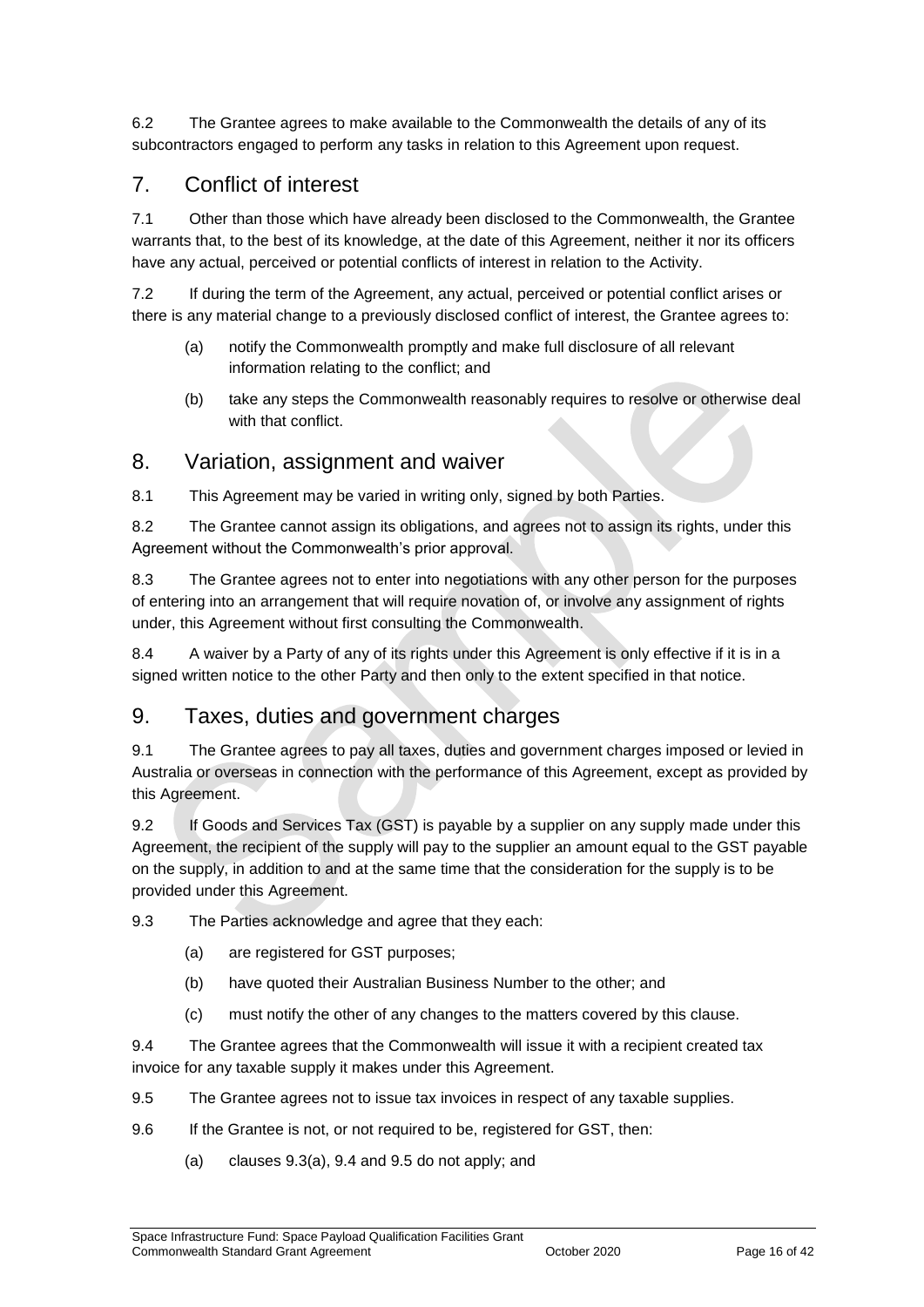6.2 The Grantee agrees to make available to the Commonwealth the details of any of its subcontractors engaged to perform any tasks in relation to this Agreement upon request.

## 7. Conflict of interest

7.1 Other than those which have already been disclosed to the Commonwealth, the Grantee warrants that, to the best of its knowledge, at the date of this Agreement, neither it nor its officers have any actual, perceived or potential conflicts of interest in relation to the Activity.

7.2 If during the term of the Agreement, any actual, perceived or potential conflict arises or there is any material change to a previously disclosed conflict of interest, the Grantee agrees to:

(a) notify the Commonwealth promptly and make full disclosure of all relevant information relating to the conflict; and

(b) take any steps the Commonwealth reasonably requires to resolve or otherwise deal with that conflict.

## 8. Variation, assignment and waiver

8.1 This Agreement may be varied in writing only, signed by both Parties.

8.2 The Grantee cannot assign its obligations, and agrees not to assign its rights, under this Agreement without the Commonwealth's prior approval.

8.3 The Grantee agrees not to enter into negotiations with any other person for the purposes of entering into an arrangement that will require novation of, or involve any assignment of rights under, this Agreement without first consulting the Commonwealth.

8.4 A waiver by a Party of any of its rights under this Agreement is only effective if it is in a signed written notice to the other Party and then only to the extent specified in that notice.

## 9. Taxes, duties and government charges

9.1 The Grantee agrees to pay all taxes, duties and government charges imposed or levied in Australia or overseas in connection with the performance of this Agreement, except as provided by this Agreement.

9.2 If Goods and Services Tax (GST) is payable by a supplier on any supply made under this Agreement, the recipient of the supply will pay to the supplier an amount equal to the GST payable on the supply, in addition to and at the same time that the consideration for the supply is to be provided under this Agreement.

9.3 The Parties acknowledge and agree that they each:

(a) are registered for GST purposes;

(b) have quoted their Australian Business Number to the other; and

(c) must notify the other of any changes to the matters covered by this clause.

9.4 The Grantee agrees that the Commonwealth will issue it with a recipient created tax invoice for any taxable supply it makes under this Agreement.

9.5 The Grantee agrees not to issue tax invoices in respect of any taxable supplies.

9.6 If the Grantee is not, or not required to be, registered for GST, then:

(a) clauses 9.3(a), 9.4 and 9.5 do not apply; and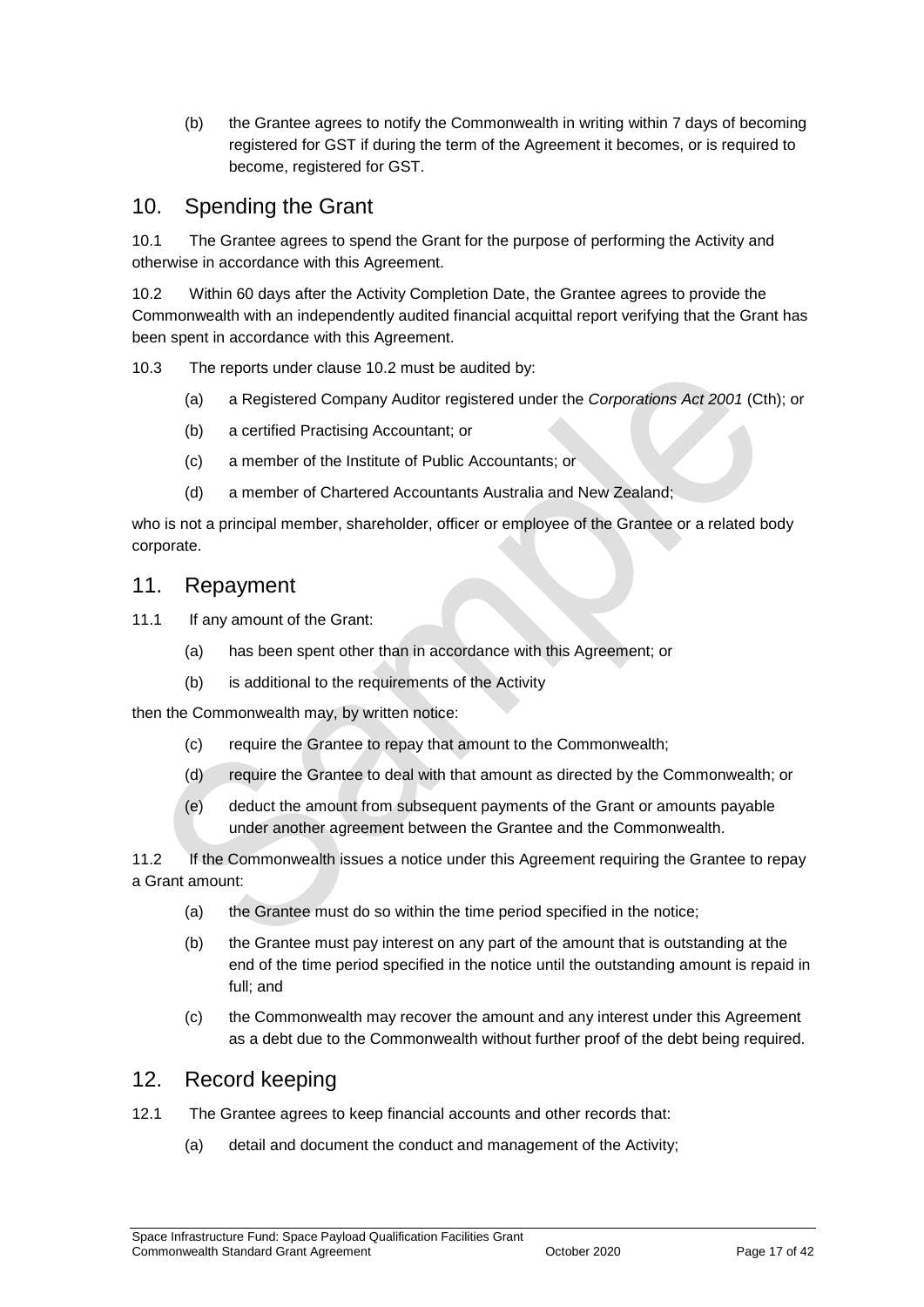(b) the Grantee agrees to notify the Commonwealth in writing within 7 days of becoming registered for GST if during the term of the Agreement it becomes, or is required to become, registered for GST.

## 10. Spending the Grant

10.1 The Grantee agrees to spend the Grant for the purpose of performing the Activity and otherwise in accordance with this Agreement.

10.2 Within 60 days after the Activity Completion Date, the Grantee agrees to provide the Commonwealth with an independently audited financial acquittal report verifying that the Grant has been spent in accordance with this Agreement.

10.3 The reports under clause 10.2 must be audited by:

(a) a Registered Company Auditor registered under the *Corporations Act 2001* (Cth); or

(b) a certified Practising Accountant; or

(c) a member of the Institute of Public Accountants; or

(d) a member of Chartered Accountants Australia and New Zealand;

who is not a principal member, shareholder, officer or employee of the Grantee or a related body corporate.

## 11. Repayment

11.1 If any amount of the Grant:

(a) has been spent other than in accordance with this Agreement; or

(b) is additional to the requirements of the Activity

then the Commonwealth may, by written notice:

(c) require the Grantee to repay that amount to the Commonwealth;

(d) require the Grantee to deal with that amount as directed by the Commonwealth; or

(e) deduct the amount from subsequent payments of the Grant or amounts payable under another agreement between the Grantee and the Commonwealth.

11.2 If the Commonwealth issues a notice under this Agreement requiring the Grantee to repay a Grant amount:

(a) the Grantee must do so within the time period specified in the notice;

(b) the Grantee must pay interest on any part of the amount that is outstanding at the end of the time period specified in the notice until the outstanding amount is repaid in full; and

(c) the Commonwealth may recover the amount and any interest under this Agreement as a debt due to the Commonwealth without further proof of the debt being required.

## 12. Record keeping

12.1 The Grantee agrees to keep financial accounts and other records that:

(a) detail and document the conduct and management of the Activity;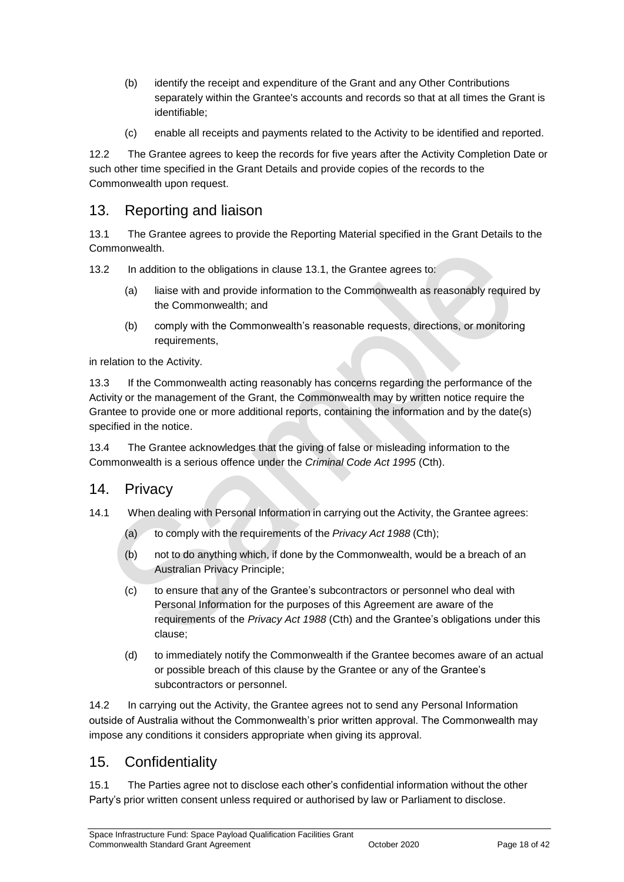(b) identify the receipt and expenditure of the Grant and any Other Contributions separately within the Grantee's accounts and records so that at all times the Grant is identifiable;

(c) enable all receipts and payments related to the Activity to be identified and reported.

12.2 The Grantee agrees to keep the records for five years after the Activity Completion Date or such other time specified in the Grant Details and provide copies of the records to the Commonwealth upon request.

## 13. Reporting and liaison

13.1 The Grantee agrees to provide the Reporting Material specified in the Grant Details to the Commonwealth.

13.2 In addition to the obligations in clause 13.1, the Grantee agrees to:

(a) liaise with and provide information to the Commonwealth as reasonably required by the Commonwealth; and

(b) comply with the Commonwealth's reasonable requests, directions, or monitoring requirements,

in relation to the Activity.

13.3 If the Commonwealth acting reasonably has concerns regarding the performance of the Activity or the management of the Grant, the Commonwealth may by written notice require the Grantee to provide one or more additional reports, containing the information and by the date(s) specified in the notice.

13.4 The Grantee acknowledges that the giving of false or misleading information to the Commonwealth is a serious offence under the *Criminal Code Act 1995* (Cth).

## 14. Privacy

14.1 When dealing with Personal Information in carrying out the Activity, the Grantee agrees:

(a) to comply with the requirements of the *Privacy Act 1988* (Cth);

(b) not to do anything which, if done by the Commonwealth, would be a breach of an Australian Privacy Principle;

(c) to ensure that any of the Grantee's subcontractors or personnel who deal with Personal Information for the purposes of this Agreement are aware of the requirements of the *Privacy Act 1988* (Cth) and the Grantee's obligations under this clause;

(d) to immediately notify the Commonwealth if the Grantee becomes aware of an actual or possible breach of this clause by the Grantee or any of the Grantee's subcontractors or personnel.

14.2 In carrying out the Activity, the Grantee agrees not to send any Personal Information outside of Australia without the Commonwealth's prior written approval. The Commonwealth may impose any conditions it considers appropriate when giving its approval.

## 15. Confidentiality

15.1 The Parties agree not to disclose each other's confidential information without the other Party's prior written consent unless required or authorised by law or Parliament to disclose.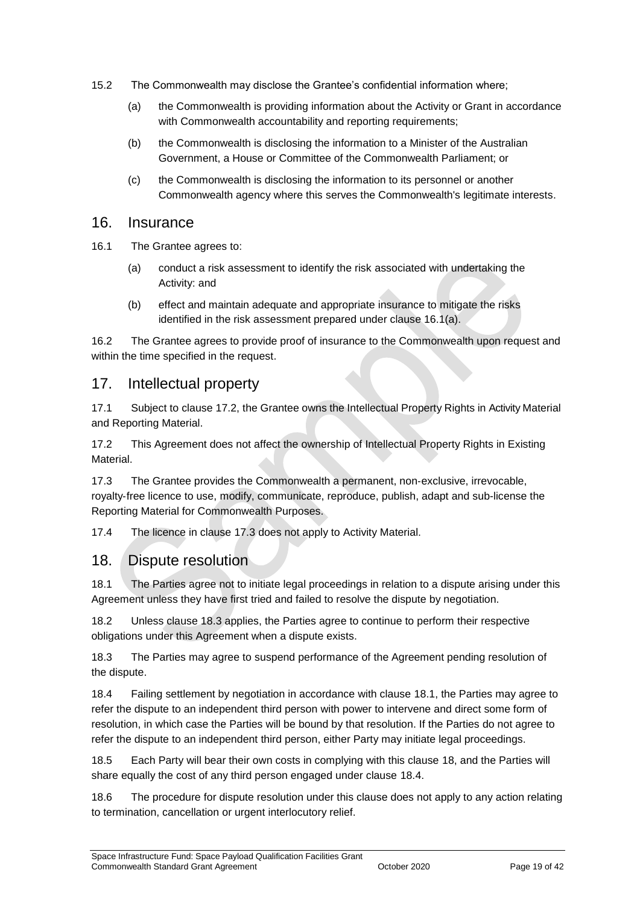15.2 The Commonwealth may disclose the Grantee's confidential information where;

(a) the Commonwealth is providing information about the Activity or Grant in accordance with Commonwealth accountability and reporting requirements;

(b) the Commonwealth is disclosing the information to a Minister of the Australian Government, a House or Committee of the Commonwealth Parliament; or

(c) the Commonwealth is disclosing the information to its personnel or another Commonwealth agency where this serves the Commonwealth's legitimate interests.

## 16. Insurance

16.1 The Grantee agrees to:

(a) conduct a risk assessment to identify the risk associated with undertaking the Activity: and

(b) effect and maintain adequate and appropriate insurance to mitigate the risks identified in the risk assessment prepared under clause 16.1(a).

16.2 The Grantee agrees to provide proof of insurance to the Commonwealth upon request and within the time specified in the request.

## 17. Intellectual property

17.1 Subject to clause 17.2, the Grantee owns the Intellectual Property Rights in Activity Material and Reporting Material.

17.2 This Agreement does not affect the ownership of Intellectual Property Rights in Existing Material.

17.3 The Grantee provides the Commonwealth a permanent, non-exclusive, irrevocable, royalty-free licence to use, modify, communicate, reproduce, publish, adapt and sub-license the Reporting Material for Commonwealth Purposes.

17.4 The licence in clause 17.3 does not apply to Activity Material.

## 18. Dispute resolution

18.1 The Parties agree not to initiate legal proceedings in relation to a dispute arising under this Agreement unless they have first tried and failed to resolve the dispute by negotiation.

18.2 Unless clause 18.3 applies, the Parties agree to continue to perform their respective obligations under this Agreement when a dispute exists.

18.3 The Parties may agree to suspend performance of the Agreement pending resolution of the dispute.

18.4 Failing settlement by negotiation in accordance with clause 18.1, the Parties may agree to refer the dispute to an independent third person with power to intervene and direct some form of resolution, in which case the Parties will be bound by that resolution. If the Parties do not agree to refer the dispute to an independent third person, either Party may initiate legal proceedings.

18.5 Each Party will bear their own costs in complying with this clause 18, and the Parties will share equally the cost of any third person engaged under clause 18.4.

18.6 The procedure for dispute resolution under this clause does not apply to any action relating to termination, cancellation or urgent interlocutory relief.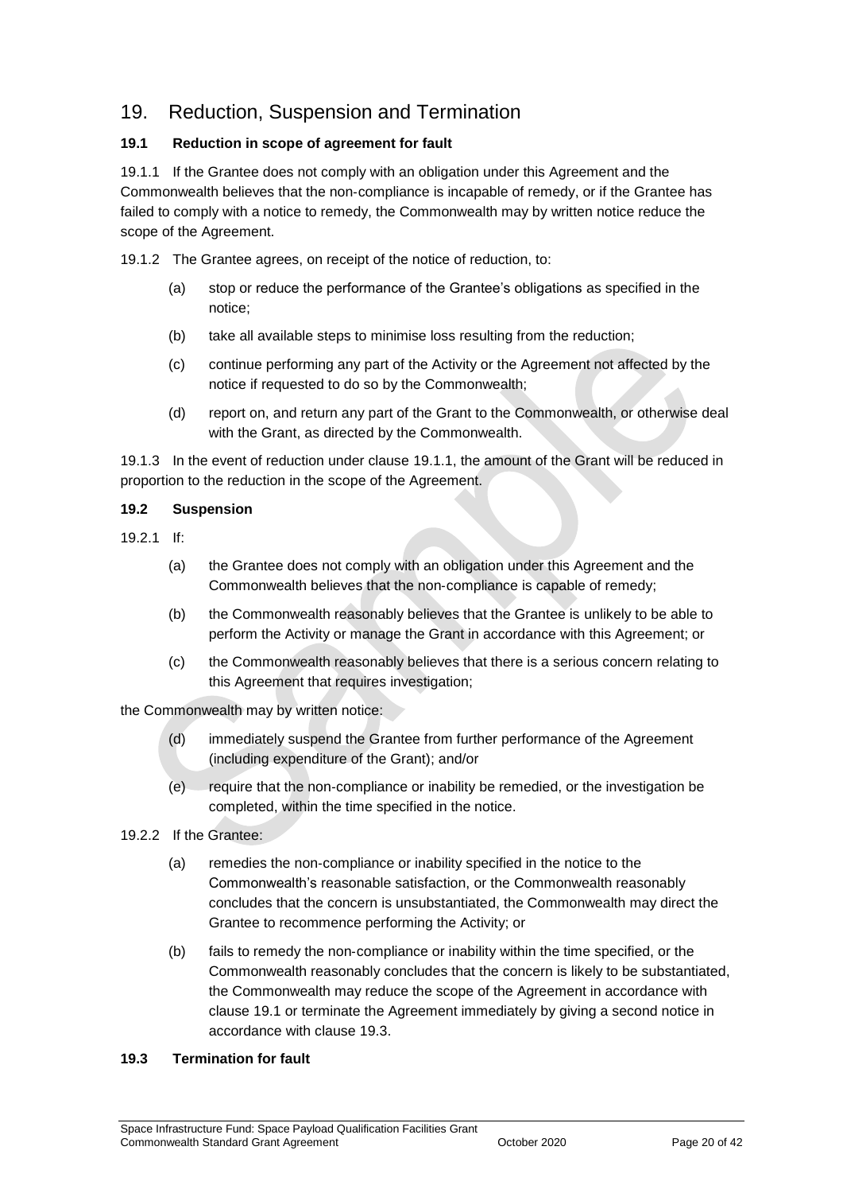## 19. Reduction, Suspension and Termination

### 19.1 Reduction in scope of agreement for fault

19.1.1 If the Grantee does not comply with an obligation under this Agreement and the Commonwealth believes that the non-compliance is incapable of remedy, or if the Grantee has failed to comply with a notice to remedy, the Commonwealth may by written notice reduce the scope of the Agreement.

19.1.2 The Grantee agrees, on receipt of the notice of reduction, to:

- (a) stop or reduce the performance of the Grantee's obligations as specified in the notice;
- (b) take all available steps to minimise loss resulting from the reduction;
- (c) continue performing any part of the Activity or the Agreement not affected by the notice if requested to do so by the Commonwealth;
- (d) report on, and return any part of the Grant to the Commonwealth, or otherwise deal with the Grant, as directed by the Commonwealth.

19.1.3 In the event of reduction under clause 19.1.1, the amount of the Grant will be reduced in proportion to the reduction in the scope of the Agreement.

### 19.2 Suspension

19.2.1 If:

- (a) the Grantee does not comply with an obligation under this Agreement and the Commonwealth believes that the non-compliance is capable of remedy;
- (b) the Commonwealth reasonably believes that the Grantee is unlikely to be able to perform the Activity or manage the Grant in accordance with this Agreement; or
- (c) the Commonwealth reasonably believes that there is a serious concern relating to this Agreement that requires investigation;

the Commonwealth may by written notice:

- (d) immediately suspend the Grantee from further performance of the Agreement (including expenditure of the Grant); and/or
- (e) require that the non-compliance or inability be remedied, or the investigation be completed, within the time specified in the notice.

19.2.2 If the Grantee:

- (a) remedies the non-compliance or inability specified in the notice to the Commonwealth's reasonable satisfaction, or the Commonwealth reasonably concludes that the concern is unsubstantiated, the Commonwealth may direct the Grantee to recommence performing the Activity; or
- (b) fails to remedy the non-compliance or inability within the time specified, or the Commonwealth reasonably concludes that the concern is likely to be substantiated, the Commonwealth may reduce the scope of the Agreement in accordance with clause 19.1 or terminate the Agreement immediately by giving a second notice in accordance with clause 19.3.

### 19.3 Termination for fault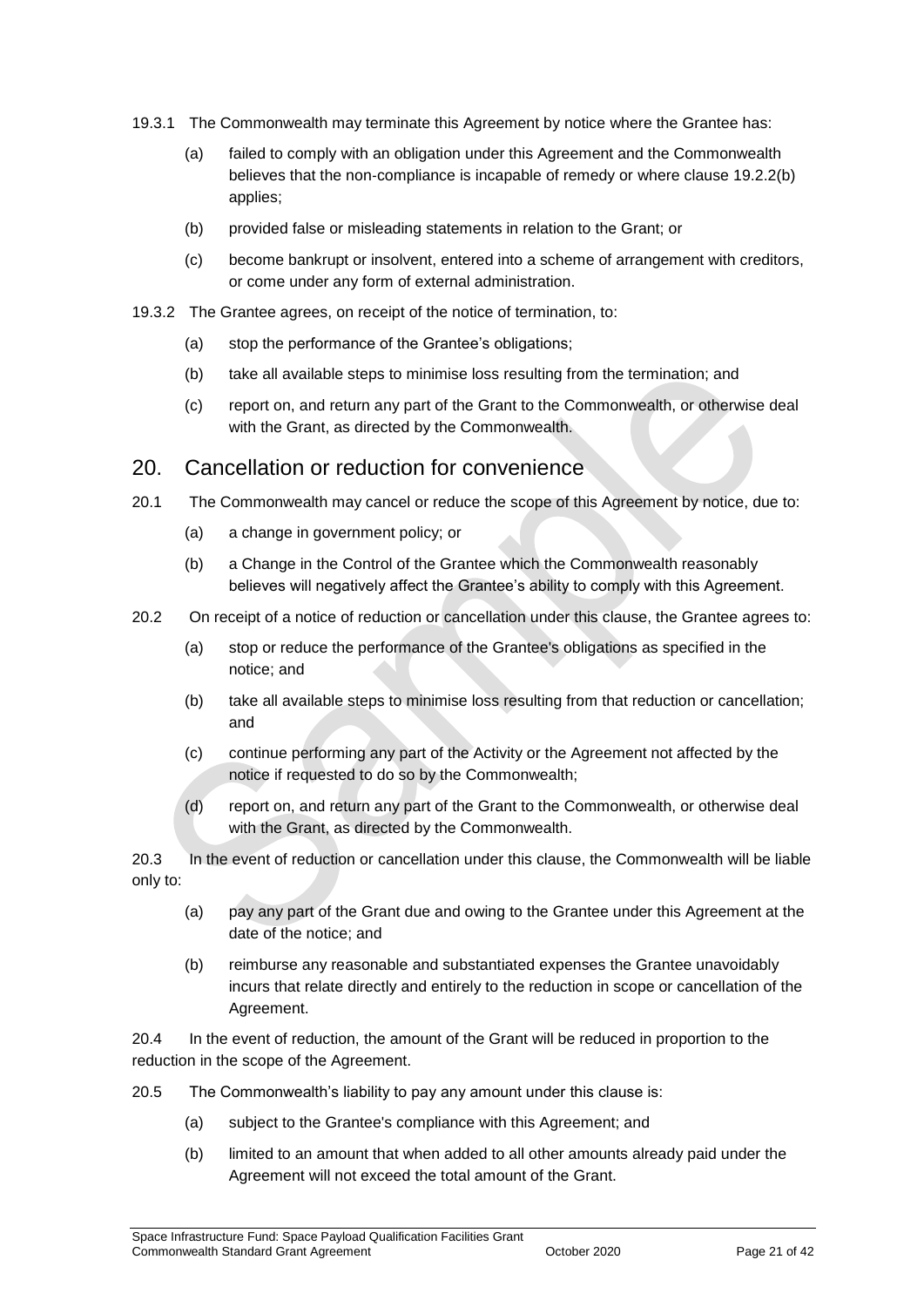19.3.1 The Commonwealth may terminate this Agreement by notice where the Grantee has:

(a) failed to comply with an obligation under this Agreement and the Commonwealth believes that the non-compliance is incapable of remedy or where clause 19.2.2(b) applies;

(b) provided false or misleading statements in relation to the Grant; or

(c) become bankrupt or insolvent, entered into a scheme of arrangement with creditors, or come under any form of external administration.

19.3.2 The Grantee agrees, on receipt of the notice of termination, to:

(a) stop the performance of the Grantee's obligations;

(b) take all available steps to minimise loss resulting from the termination; and

(c) report on, and return any part of the Grant to the Commonwealth, or otherwise deal with the Grant, as directed by the Commonwealth.

## 20. Cancellation or reduction for convenience

20.1 The Commonwealth may cancel or reduce the scope of this Agreement by notice, due to:

(a) a change in government policy; or

(b) a Change in the Control of the Grantee which the Commonwealth reasonably believes will negatively affect the Grantee's ability to comply with this Agreement.

20.2 On receipt of a notice of reduction or cancellation under this clause, the Grantee agrees to:

(a) stop or reduce the performance of the Grantee's obligations as specified in the notice; and

(b) take all available steps to minimise loss resulting from that reduction or cancellation; and

(c) continue performing any part of the Activity or the Agreement not affected by the notice if requested to do so by the Commonwealth;

(d) report on, and return any part of the Grant to the Commonwealth, or otherwise deal with the Grant, as directed by the Commonwealth.

20.3 In the event of reduction or cancellation under this clause, the Commonwealth will be liable only to:

(a) pay any part of the Grant due and owing to the Grantee under this Agreement at the date of the notice; and

(b) reimburse any reasonable and substantiated expenses the Grantee unavoidably incurs that relate directly and entirely to the reduction in scope or cancellation of the Agreement.

20.4 In the event of reduction, the amount of the Grant will be reduced in proportion to the reduction in the scope of the Agreement.

20.5 The Commonwealth's liability to pay any amount under this clause is:

(a) subject to the Grantee's compliance with this Agreement; and

(b) limited to an amount that when added to all other amounts already paid under the Agreement will not exceed the total amount of the Grant.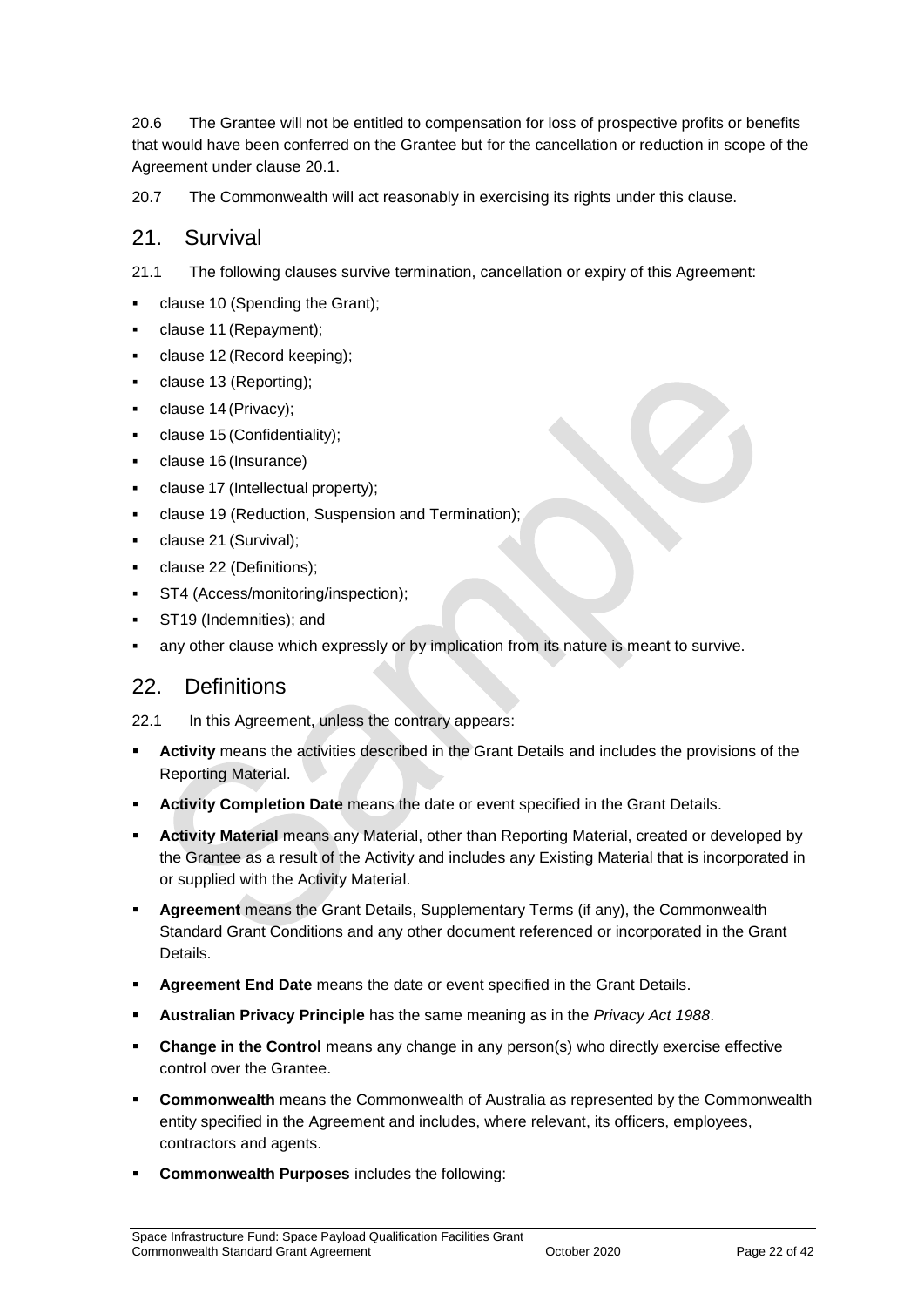20.6 The Grantee will not be entitled to compensation for loss of prospective profits or benefits that would have been conferred on the Grantee but for the cancellation or reduction in scope of the Agreement under clause 20.1.

20.7 The Commonwealth will act reasonably in exercising its rights under this clause.

## 21. Survival

21.1 The following clauses survive termination, cancellation or expiry of this Agreement:

- clause 10 (Spending the Grant);
- clause 11 (Repayment);
- clause 12 (Record keeping);
- clause 13 (Reporting);
- clause 14 (Privacy);
- clause 15 (Confidentiality);
- clause 16 (Insurance)
- clause 17 (Intellectual property);
- clause 19 (Reduction, Suspension and Termination);
- clause 21 (Survival);
- clause 22 (Definitions);
- ST4 (Access/monitoring/inspection);
- ST19 (Indemnities); and
- any other clause which expressly or by implication from its nature is meant to survive.

## 22. Definitions

22.1 In this Agreement, unless the contrary appears:

- **Activity** means the activities described in the Grant Details and includes the provisions of the Reporting Material.
- **Activity Completion Date** means the date or event specified in the Grant Details.
- **Activity Material** means any Material, other than Reporting Material, created or developed by the Grantee as a result of the Activity and includes any Existing Material that is incorporated in or supplied with the Activity Material.
- **Agreement** means the Grant Details, Supplementary Terms (if any), the Commonwealth Standard Grant Conditions and any other document referenced or incorporated in the Grant Details.
- **Agreement End Date** means the date or event specified in the Grant Details.
- **Australian Privacy Principle** has the same meaning as in the *Privacy Act 1988*.
- **Change in the Control** means any change in any person(s) who directly exercise effective control over the Grantee.
- **Commonwealth** means the Commonwealth of Australia as represented by the Commonwealth entity specified in the Agreement and includes, where relevant, its officers, employees, contractors and agents.
- **Commonwealth Purposes** includes the following: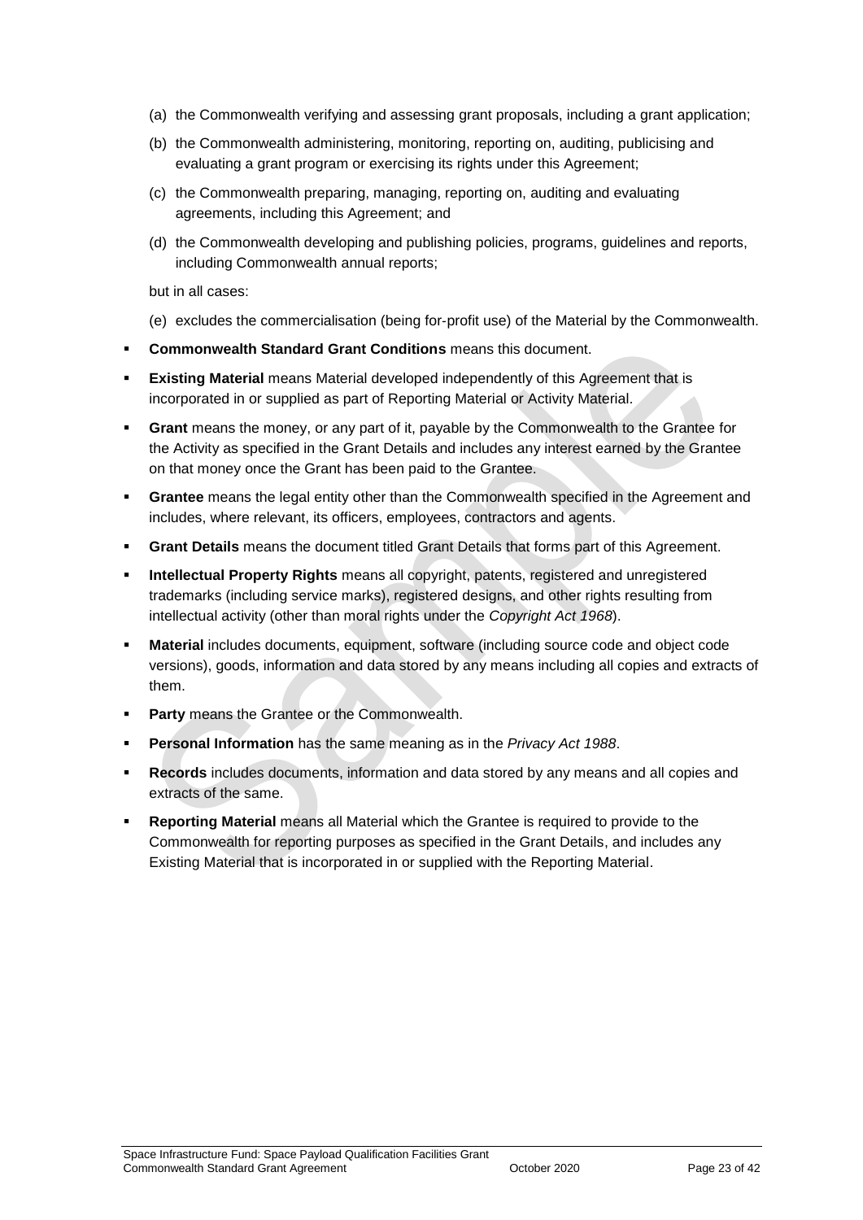(a) the Commonwealth verifying and assessing grant proposals, including a grant application;

(b) the Commonwealth administering, monitoring, reporting on, auditing, publicising and evaluating a grant program or exercising its rights under this Agreement;

(c) the Commonwealth preparing, managing, reporting on, auditing and evaluating agreements, including this Agreement; and

(d) the Commonwealth developing and publishing policies, programs, guidelines and reports, including Commonwealth annual reports;

but in all cases:

(e) excludes the commercialisation (being for-profit use) of the Material by the Commonwealth.

- **Commonwealth Standard Grant Conditions** means this document.
- **Existing Material** means Material developed independently of this Agreement that is incorporated in or supplied as part of Reporting Material or Activity Material.
- **Grant** means the money, or any part of it, payable by the Commonwealth to the Grantee for the Activity as specified in the Grant Details and includes any interest earned by the Grantee on that money once the Grant has been paid to the Grantee.
- **Grantee** means the legal entity other than the Commonwealth specified in the Agreement and includes, where relevant, its officers, employees, contractors and agents.
- **Grant Details** means the document titled Grant Details that forms part of this Agreement.
- **Intellectual Property Rights** means all copyright, patents, registered and unregistered trademarks (including service marks), registered designs, and other rights resulting from intellectual activity (other than moral rights under the *Copyright Act 1968*).
- **Material** includes documents, equipment, software (including source code and object code versions), goods, information and data stored by any means including all copies and extracts of them.
- **Party** means the Grantee or the Commonwealth.
- **Personal Information** has the same meaning as in the *Privacy Act 1988*.
- **Records** includes documents, information and data stored by any means and all copies and extracts of the same.
- **Reporting Material** means all Material which the Grantee is required to provide to the Commonwealth for reporting purposes as specified in the Grant Details, and includes any Existing Material that is incorporated in or supplied with the Reporting Material.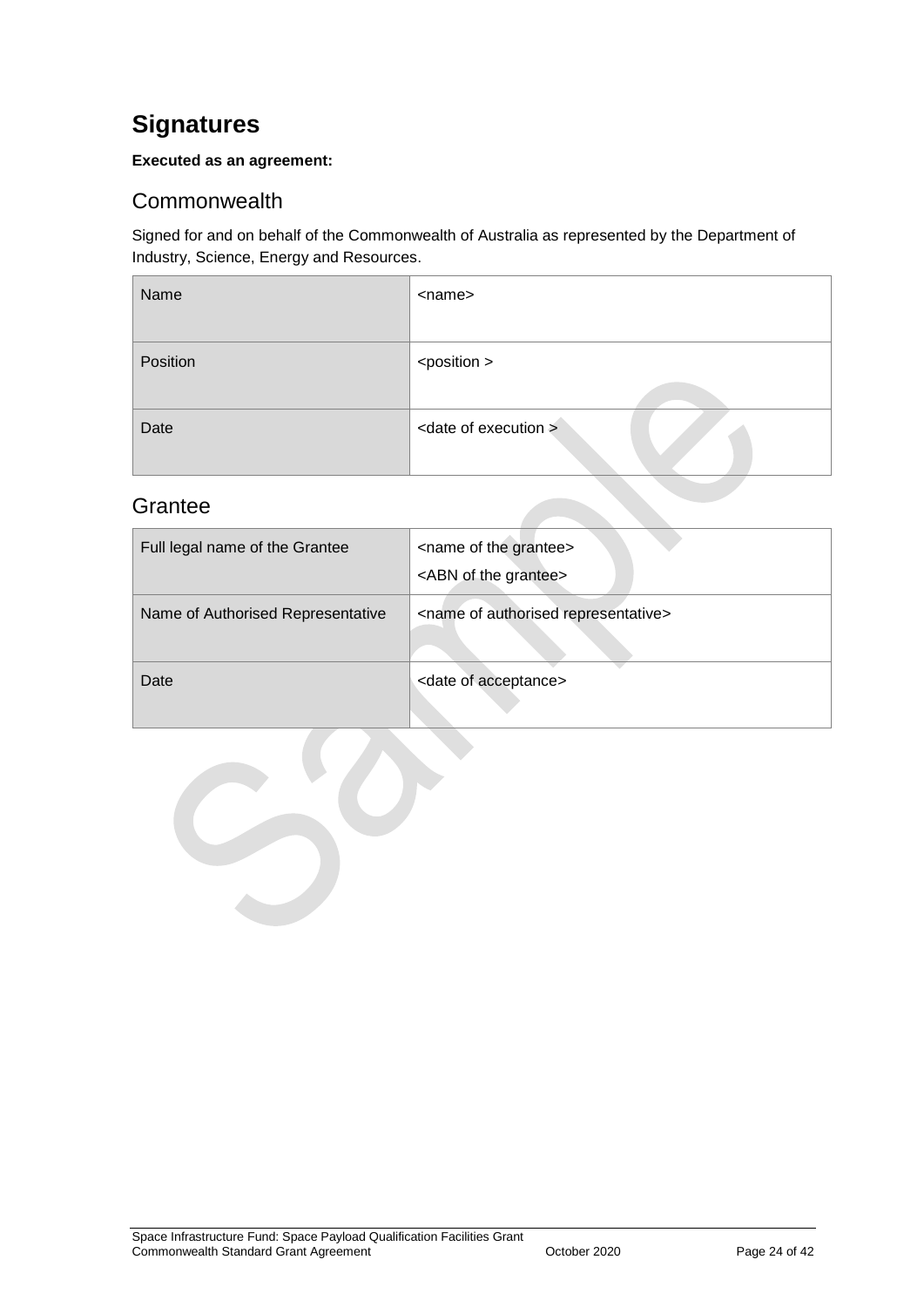# Signatures

**Executed as an agreement:**

## Commonwealth

Signed for and on behalf of the Commonwealth of Australia as represented by the Department of Industry, Science, Energy and Resources.

| Name | <name> |
|---|---|
| Position | <position > |
| Date | <date of execution > |

## Grantee

| Full legal name of the Grantee | <name of the grantee><br><ABN of the grantee> |
|---|---|
| Name of Authorised Representative | <name of authorised representative> |
| Date | <date of acceptance> |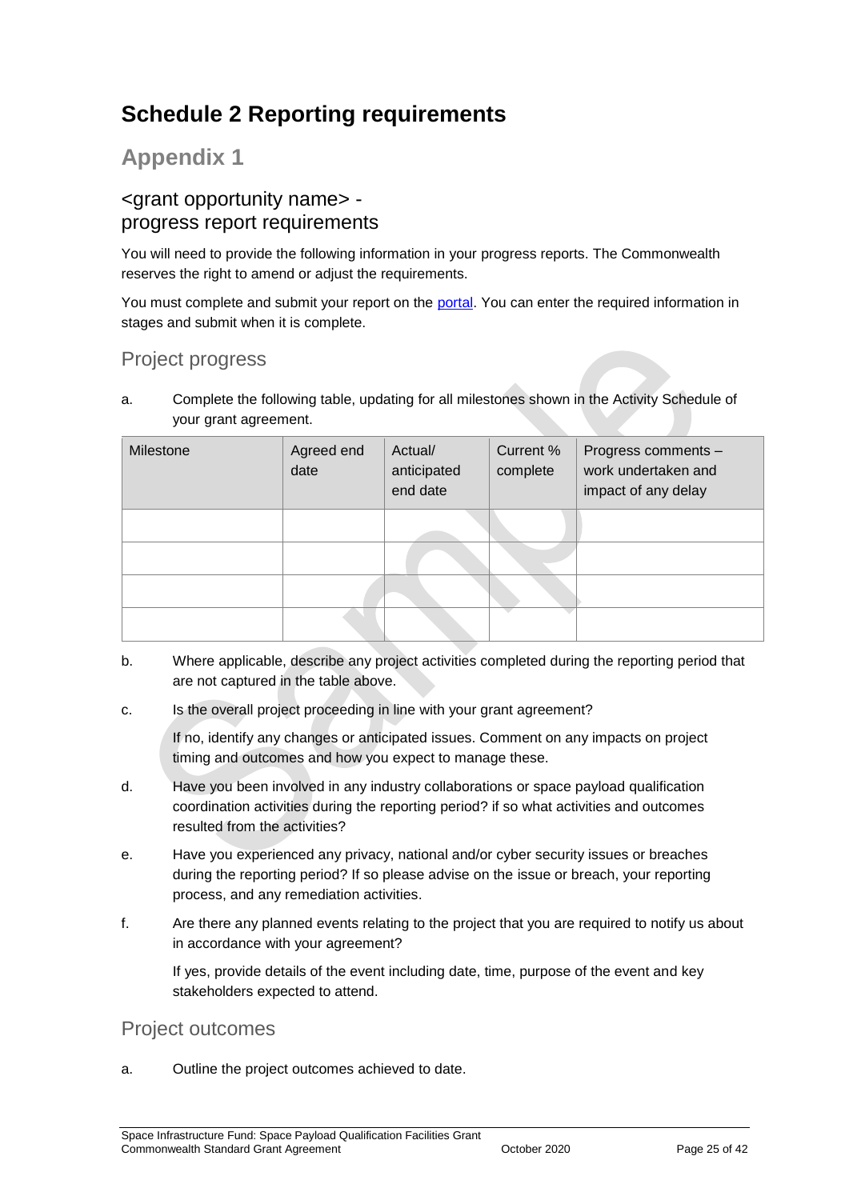# Schedule 2 Reporting requirements

## Appendix 1

### <grant opportunity name> - progress report requirements

You will need to provide the following information in your progress reports. The Commonwealth reserves the right to amend or adjust the requirements.

You must complete and submit your report on the portal. You can enter the required information in stages and submit when it is complete.

### Project progress

a. Complete the following table, updating for all milestones shown in the Activity Schedule of your grant agreement.

| Milestone | Agreed end date | Actual/ anticipated end date | Current % complete | Progress comments – work undertaken and impact of any delay |
|---|---|---|---|---|
| | | | | |
| | | | | |
| | | | | |
| | | | | |

b. Where applicable, describe any project activities completed during the reporting period that are not captured in the table above.

c. Is the overall project proceeding in line with your grant agreement?

   If no, identify any changes or anticipated issues. Comment on any impacts on project timing and outcomes and how you expect to manage these.

d. Have you been involved in any industry collaborations or space payload qualification coordination activities during the reporting period? if so what activities and outcomes resulted from the activities?

e. Have you experienced any privacy, national and/or cyber security issues or breaches during the reporting period? If so please advise on the issue or breach, your reporting process, and any remediation activities.

f. Are there any planned events relating to the project that you are required to notify us about in accordance with your agreement?

   If yes, provide details of the event including date, time, purpose of the event and key stakeholders expected to attend.

### Project outcomes

a. Outline the project outcomes achieved to date.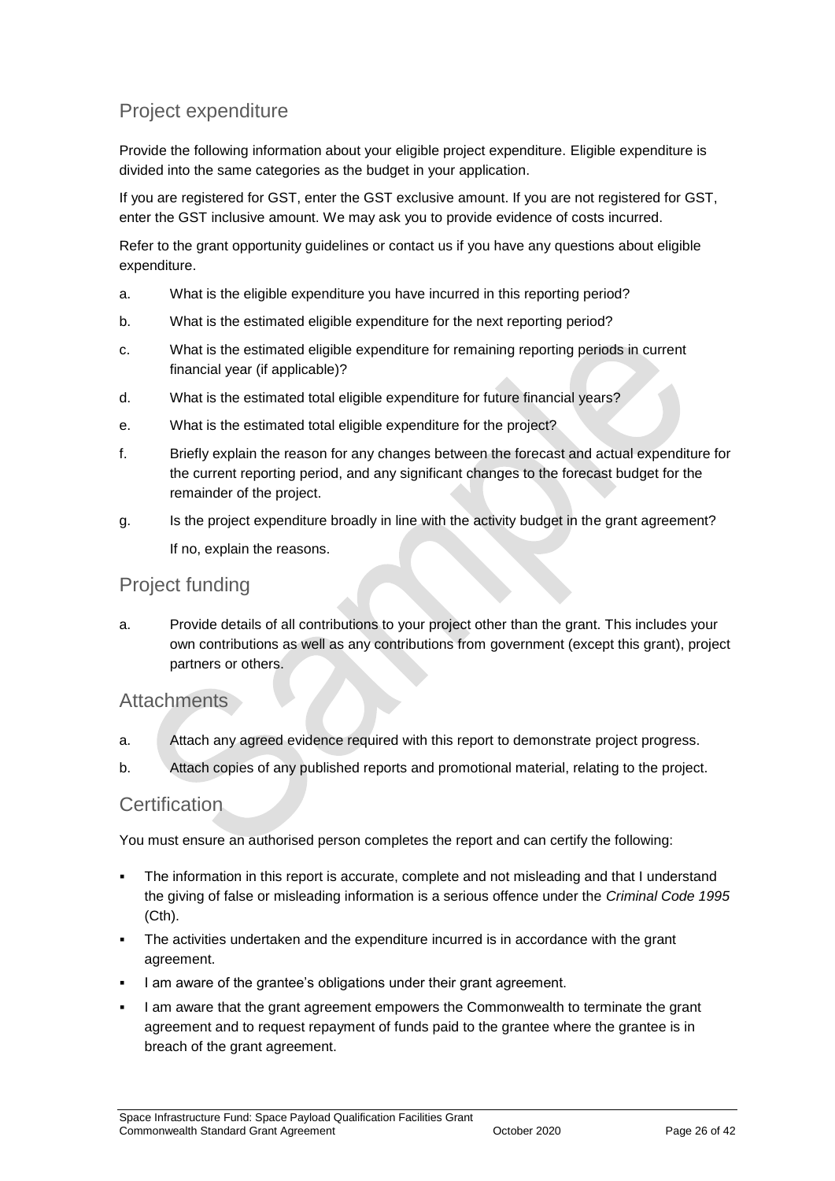## Project expenditure

Provide the following information about your eligible project expenditure. Eligible expenditure is divided into the same categories as the budget in your application.

If you are registered for GST, enter the GST exclusive amount. If you are not registered for GST, enter the GST inclusive amount. We may ask you to provide evidence of costs incurred.

Refer to the grant opportunity guidelines or contact us if you have any questions about eligible expenditure.

a. What is the eligible expenditure you have incurred in this reporting period?

b. What is the estimated eligible expenditure for the next reporting period?

c. What is the estimated eligible expenditure for remaining reporting periods in current financial year (if applicable)?

d. What is the estimated total eligible expenditure for future financial years?

e. What is the estimated total eligible expenditure for the project?

f. Briefly explain the reason for any changes between the forecast and actual expenditure for the current reporting period, and any significant changes to the forecast budget for the remainder of the project.

g. Is the project expenditure broadly in line with the activity budget in the grant agreement?

   If no, explain the reasons.

## Project funding

a. Provide details of all contributions to your project other than the grant. This includes your own contributions as well as any contributions from government (except this grant), project partners or others.

## Attachments

a. Attach any agreed evidence required with this report to demonstrate project progress.

b. Attach copies of any published reports and promotional material, relating to the project.

## Certification

You must ensure an authorised person completes the report and can certify the following:

- The information in this report is accurate, complete and not misleading and that I understand the giving of false or misleading information is a serious offence under the *Criminal Code 1995* (Cth).
- The activities undertaken and the expenditure incurred is in accordance with the grant agreement.
- I am aware of the grantee's obligations under their grant agreement.
- I am aware that the grant agreement empowers the Commonwealth to terminate the grant agreement and to request repayment of funds paid to the grantee where the grantee is in breach of the grant agreement.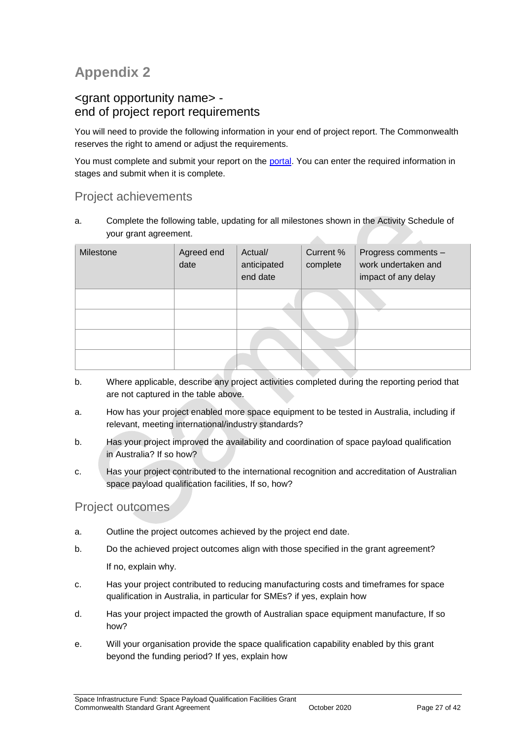# Appendix 2

## <grant opportunity name> - end of project report requirements

You will need to provide the following information in your end of project report. The Commonwealth reserves the right to amend or adjust the requirements.

You must complete and submit your report on the portal. You can enter the required information in stages and submit when it is complete.

### Project achievements

a. Complete the following table, updating for all milestones shown in the Activity Schedule of your grant agreement.

| Milestone | Agreed end date | Actual/ anticipated end date | Current % complete | Progress comments – work undertaken and impact of any delay |
|---|---|---|---|---|
| | | | | |
| | | | | |
| | | | | |
| | | | | |

b. Where applicable, describe any project activities completed during the reporting period that are not captured in the table above.

a. How has your project enabled more space equipment to be tested in Australia, including if relevant, meeting international/industry standards?

b. Has your project improved the availability and coordination of space payload qualification in Australia? If so how?

c. Has your project contributed to the international recognition and accreditation of Australian space payload qualification facilities, If so, how?

### Project outcomes

a. Outline the project outcomes achieved by the project end date.

b. Do the achieved project outcomes align with those specified in the grant agreement?

   If no, explain why.

c. Has your project contributed to reducing manufacturing costs and timeframes for space qualification in Australia, in particular for SMEs? if yes, explain how

d. Has your project impacted the growth of Australian space equipment manufacture, If so how?

e. Will your organisation provide the space qualification capability enabled by this grant beyond the funding period? If yes, explain how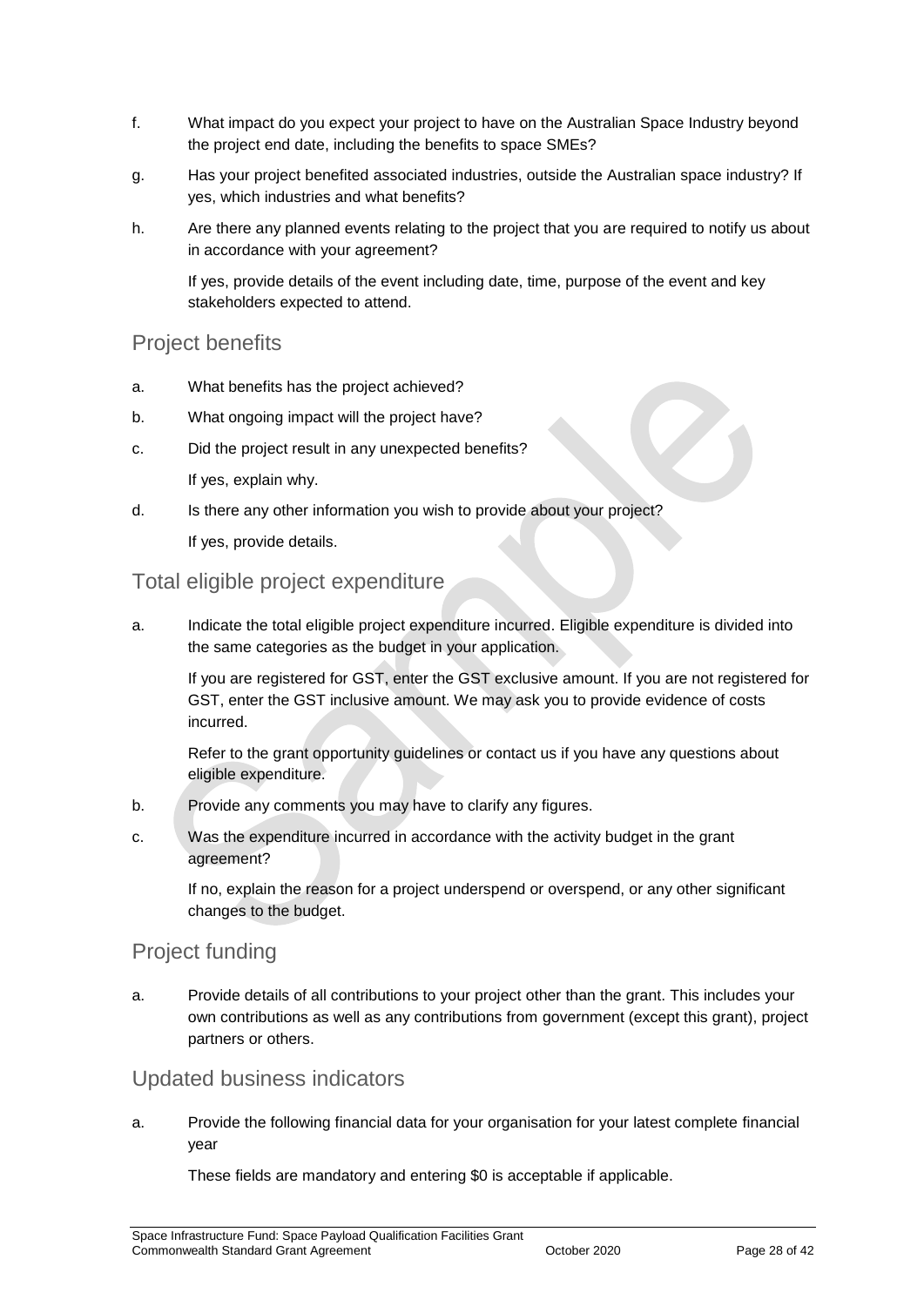f. What impact do you expect your project to have on the Australian Space Industry beyond the project end date, including the benefits to space SMEs?

g. Has your project benefited associated industries, outside the Australian space industry? If yes, which industries and what benefits?

h. Are there any planned events relating to the project that you are required to notify us about in accordance with your agreement?

   If yes, provide details of the event including date, time, purpose of the event and key stakeholders expected to attend.

## Project benefits

a. What benefits has the project achieved?

b. What ongoing impact will the project have?

c. Did the project result in any unexpected benefits?

   If yes, explain why.

d. Is there any other information you wish to provide about your project?

   If yes, provide details.

## Total eligible project expenditure

a. Indicate the total eligible project expenditure incurred. Eligible expenditure is divided into the same categories as the budget in your application.

   If you are registered for GST, enter the GST exclusive amount. If you are not registered for GST, enter the GST inclusive amount. We may ask you to provide evidence of costs incurred.

   Refer to the grant opportunity guidelines or contact us if you have any questions about eligible expenditure.

b. Provide any comments you may have to clarify any figures.

c. Was the expenditure incurred in accordance with the activity budget in the grant agreement?

   If no, explain the reason for a project underspend or overspend, or any other significant changes to the budget.

## Project funding

a. Provide details of all contributions to your project other than the grant. This includes your own contributions as well as any contributions from government (except this grant), project partners or others.

## Updated business indicators

a. Provide the following financial data for your organisation for your latest complete financial year

   These fields are mandatory and entering $0 is acceptable if applicable.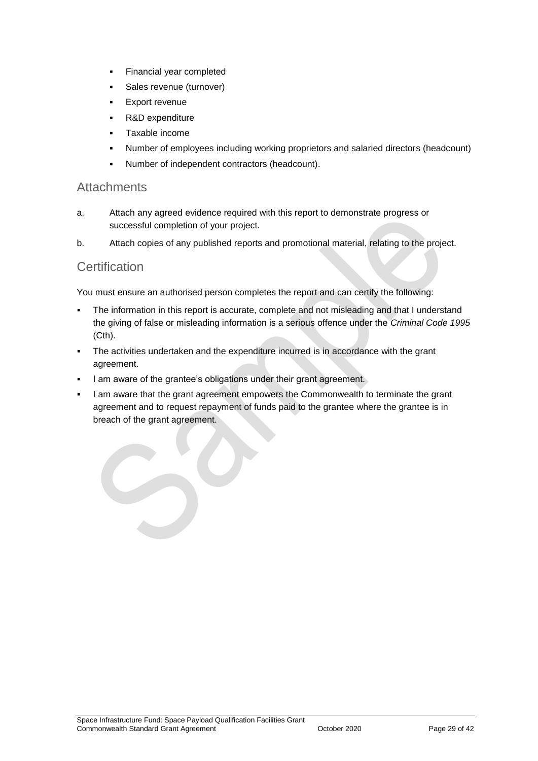- Financial year completed
- Sales revenue (turnover)
- Export revenue
- R&D expenditure
- Taxable income
- Number of employees including working proprietors and salaried directors (headcount)
- Number of independent contractors (headcount).

## Attachments

a. Attach any agreed evidence required with this report to demonstrate progress or successful completion of your project.

b. Attach copies of any published reports and promotional material, relating to the project.

## Certification

You must ensure an authorised person completes the report and can certify the following:

- The information in this report is accurate, complete and not misleading and that I understand the giving of false or misleading information is a serious offence under the *Criminal Code 1995* (Cth).
- The activities undertaken and the expenditure incurred is in accordance with the grant agreement.
- I am aware of the grantee's obligations under their grant agreement.
- I am aware that the grant agreement empowers the Commonwealth to terminate the grant agreement and to request repayment of funds paid to the grantee where the grantee is in breach of the grant agreement.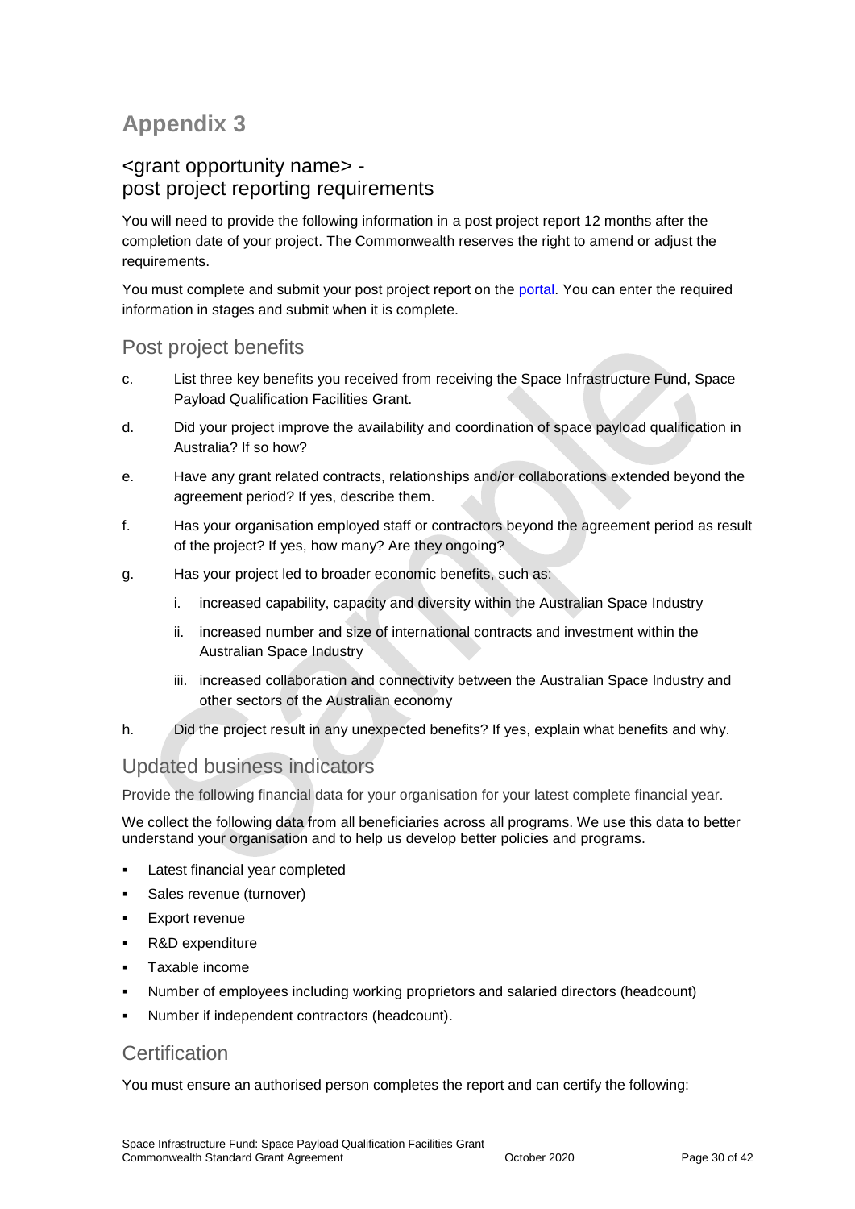# Appendix 3

## <grant opportunity name> - post project reporting requirements

You will need to provide the following information in a post project report 12 months after the completion date of your project. The Commonwealth reserves the right to amend or adjust the requirements.

You must complete and submit your post project report on the [portal](portal). You can enter the required information in stages and submit when it is complete.

### Post project benefits

c. List three key benefits you received from receiving the Space Infrastructure Fund, Space Payload Qualification Facilities Grant.

d. Did your project improve the availability and coordination of space payload qualification in Australia? If so how?

e. Have any grant related contracts, relationships and/or collaborations extended beyond the agreement period? If yes, describe them.

f. Has your organisation employed staff or contractors beyond the agreement period as result of the project? If yes, how many? Are they ongoing?

g. Has your project led to broader economic benefits, such as:

   i. increased capability, capacity and diversity within the Australian Space Industry

   ii. increased number and size of international contracts and investment within the Australian Space Industry

   iii. increased collaboration and connectivity between the Australian Space Industry and other sectors of the Australian economy

h. Did the project result in any unexpected benefits? If yes, explain what benefits and why.

### Updated business indicators

Provide the following financial data for your organisation for your latest complete financial year.

We collect the following data from all beneficiaries across all programs. We use this data to better understand your organisation and to help us develop better policies and programs.

- Latest financial year completed
- Sales revenue (turnover)
- Export revenue
- R&D expenditure
- Taxable income
- Number of employees including working proprietors and salaried directors (headcount)
- Number if independent contractors (headcount).

### Certification

You must ensure an authorised person completes the report and can certify the following: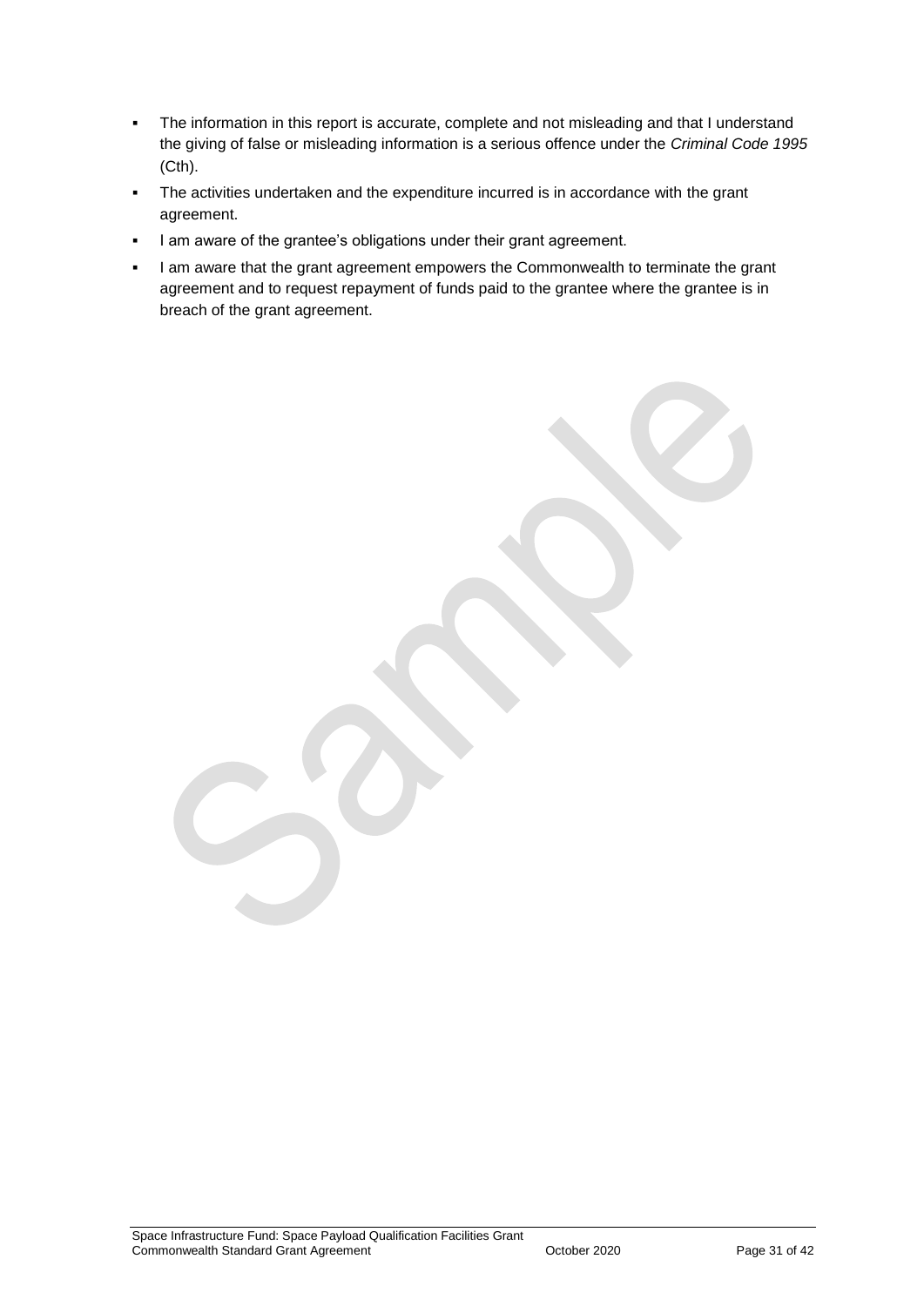- The information in this report is accurate, complete and not misleading and that I understand the giving of false or misleading information is a serious offence under the *Criminal Code 1995* (Cth).
- The activities undertaken and the expenditure incurred is in accordance with the grant agreement.
- I am aware of the grantee's obligations under their grant agreement.
- I am aware that the grant agreement empowers the Commonwealth to terminate the grant agreement and to request repayment of funds paid to the grantee where the grantee is in breach of the grant agreement.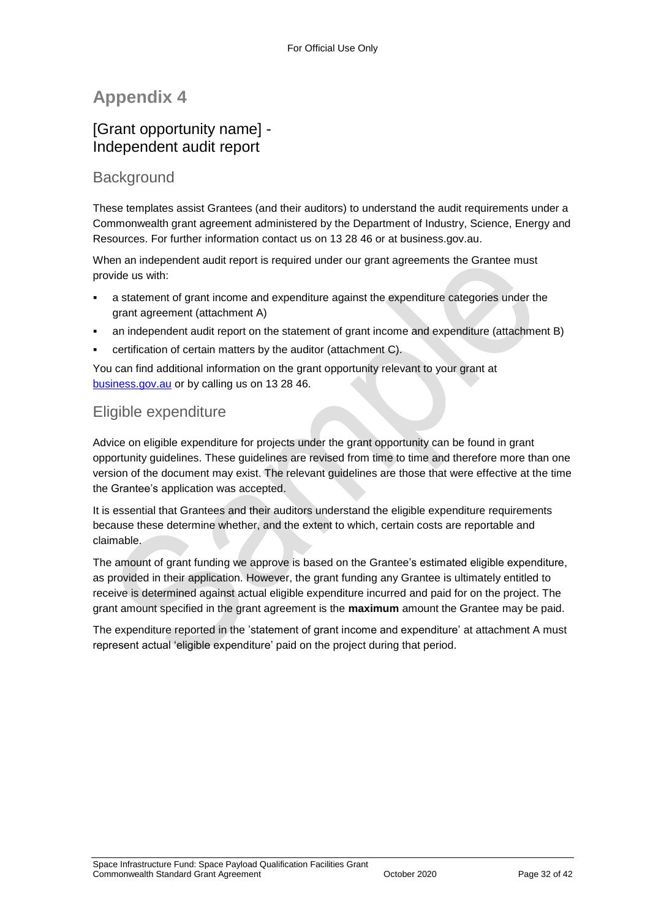# Appendix 4

## [Grant opportunity name] - Independent audit report

### Background

These templates assist Grantees (and their auditors) to understand the audit requirements under a Commonwealth grant agreement administered by the Department of Industry, Science, Energy and Resources. For further information contact us on 13 28 46 or at business.gov.au.

When an independent audit report is required under our grant agreements the Grantee must provide us with:

- a statement of grant income and expenditure against the expenditure categories under the grant agreement (attachment A)
- an independent audit report on the statement of grant income and expenditure (attachment B)
- certification of certain matters by the auditor (attachment C).

You can find additional information on the grant opportunity relevant to your grant at [business.gov.au](business.gov.au) or by calling us on 13 28 46.

### Eligible expenditure

Advice on eligible expenditure for projects under the grant opportunity can be found in grant opportunity guidelines. These guidelines are revised from time to time and therefore more than one version of the document may exist. The relevant guidelines are those that were effective at the time the Grantee's application was accepted.

It is essential that Grantees and their auditors understand the eligible expenditure requirements because these determine whether, and the extent to which, certain costs are reportable and claimable.

The amount of grant funding we approve is based on the Grantee's estimated eligible expenditure, as provided in their application. However, the grant funding any Grantee is ultimately entitled to receive is determined against actual eligible expenditure incurred and paid for on the project. The grant amount specified in the grant agreement is the **maximum** amount the Grantee may be paid.

The expenditure reported in the 'statement of grant income and expenditure' at attachment A must represent actual 'eligible expenditure' paid on the project during that period.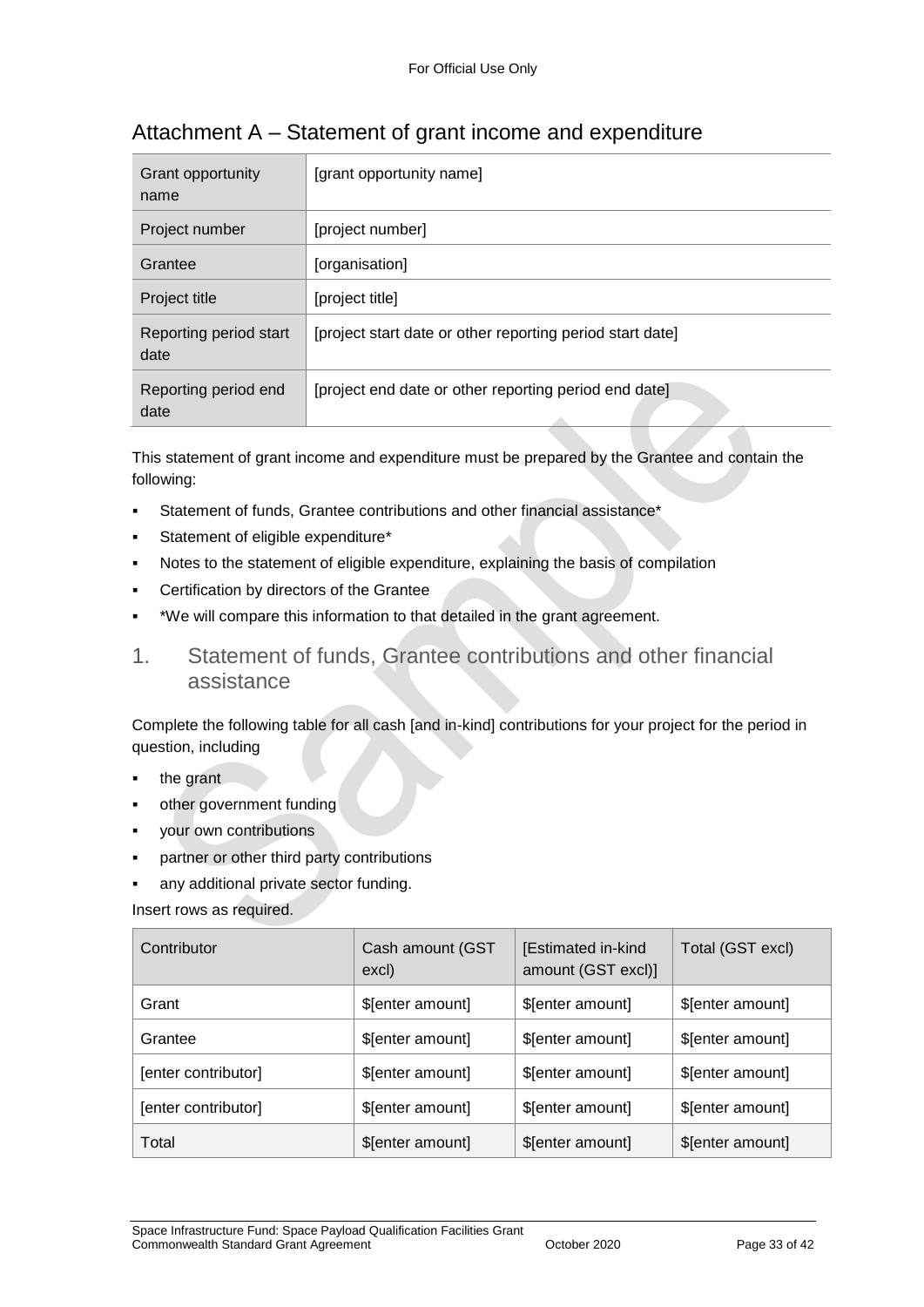## Attachment A – Statement of grant income and expenditure

| Grant opportunity name | [grant opportunity name] |
|---|---|
| Project number | [project number] |
| Grantee | [organisation] |
| Project title | [project title] |
| Reporting period start date | [project start date or other reporting period start date] |
| Reporting period end date | [project end date or other reporting period end date] |

This statement of grant income and expenditure must be prepared by the Grantee and contain the following:

- Statement of funds, Grantee contributions and other financial assistance*
- Statement of eligible expenditure*
- Notes to the statement of eligible expenditure, explaining the basis of compilation
- Certification by directors of the Grantee
- *We will compare this information to that detailed in the grant agreement.

### 1. Statement of funds, Grantee contributions and other financial assistance

Complete the following table for all cash [and in-kind] contributions for your project for the period in question, including

- the grant
- other government funding
- your own contributions
- partner or other third party contributions
- any additional private sector funding.

Insert rows as required.

| Contributor | Cash amount (GST excl) | [Estimated in-kind amount (GST excl)] | Total (GST excl) |
|---|---|---|---|
| Grant | $[enter amount] | $[enter amount] | $[enter amount] |
| Grantee | $[enter amount] | $[enter amount] | $[enter amount] |
| [enter contributor] | $[enter amount] | $[enter amount] | $[enter amount] |
| [enter contributor] | $[enter amount] | $[enter amount] | $[enter amount] |
| Total | $[enter amount] | $[enter amount] | $[enter amount] |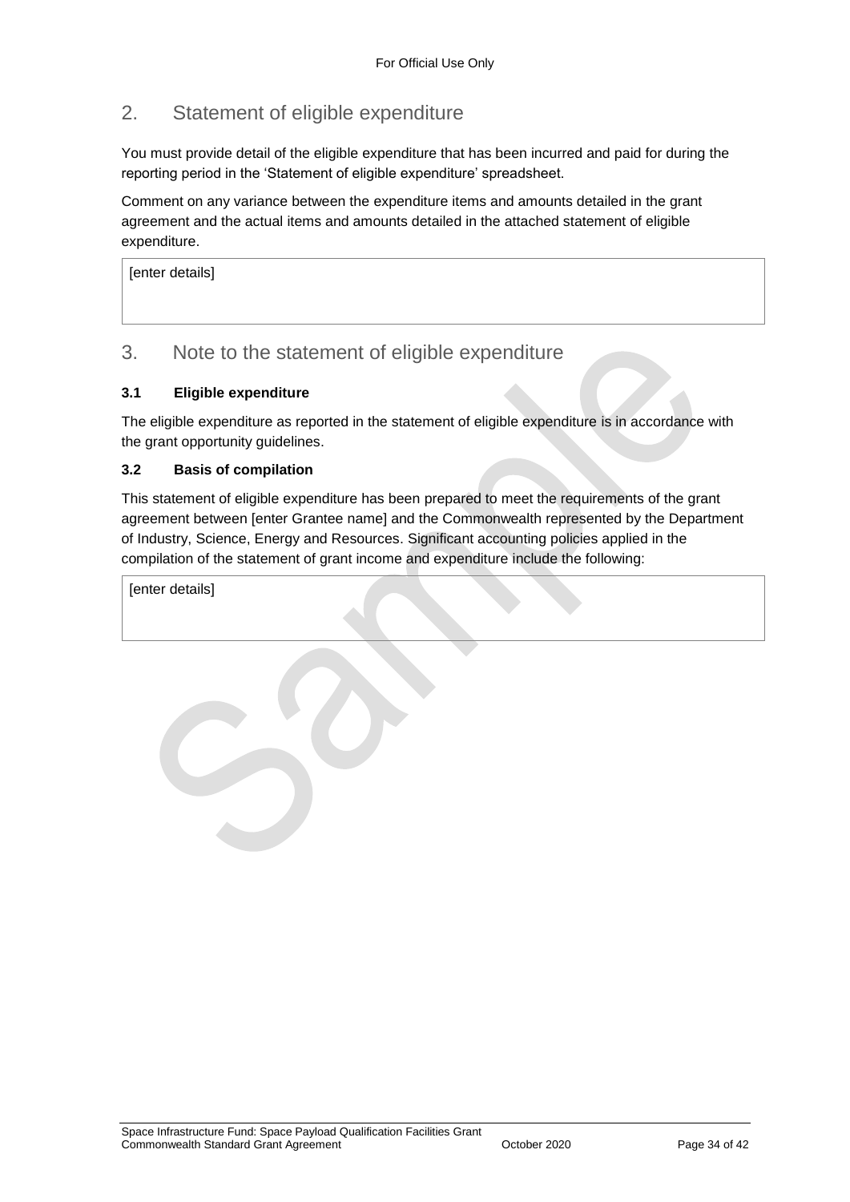## 2. Statement of eligible expenditure

You must provide detail of the eligible expenditure that has been incurred and paid for during the reporting period in the 'Statement of eligible expenditure' spreadsheet.

Comment on any variance between the expenditure items and amounts detailed in the grant agreement and the actual items and amounts detailed in the attached statement of eligible expenditure.

| [enter details] |
|---|

## 3. Note to the statement of eligible expenditure

### 3.1 Eligible expenditure

The eligible expenditure as reported in the statement of eligible expenditure is in accordance with the grant opportunity guidelines.

### 3.2 Basis of compilation

This statement of eligible expenditure has been prepared to meet the requirements of the grant agreement between [enter Grantee name] and the Commonwealth represented by the Department of Industry, Science, Energy and Resources. Significant accounting policies applied in the compilation of the statement of grant income and expenditure include the following:

| [enter details] |
|---|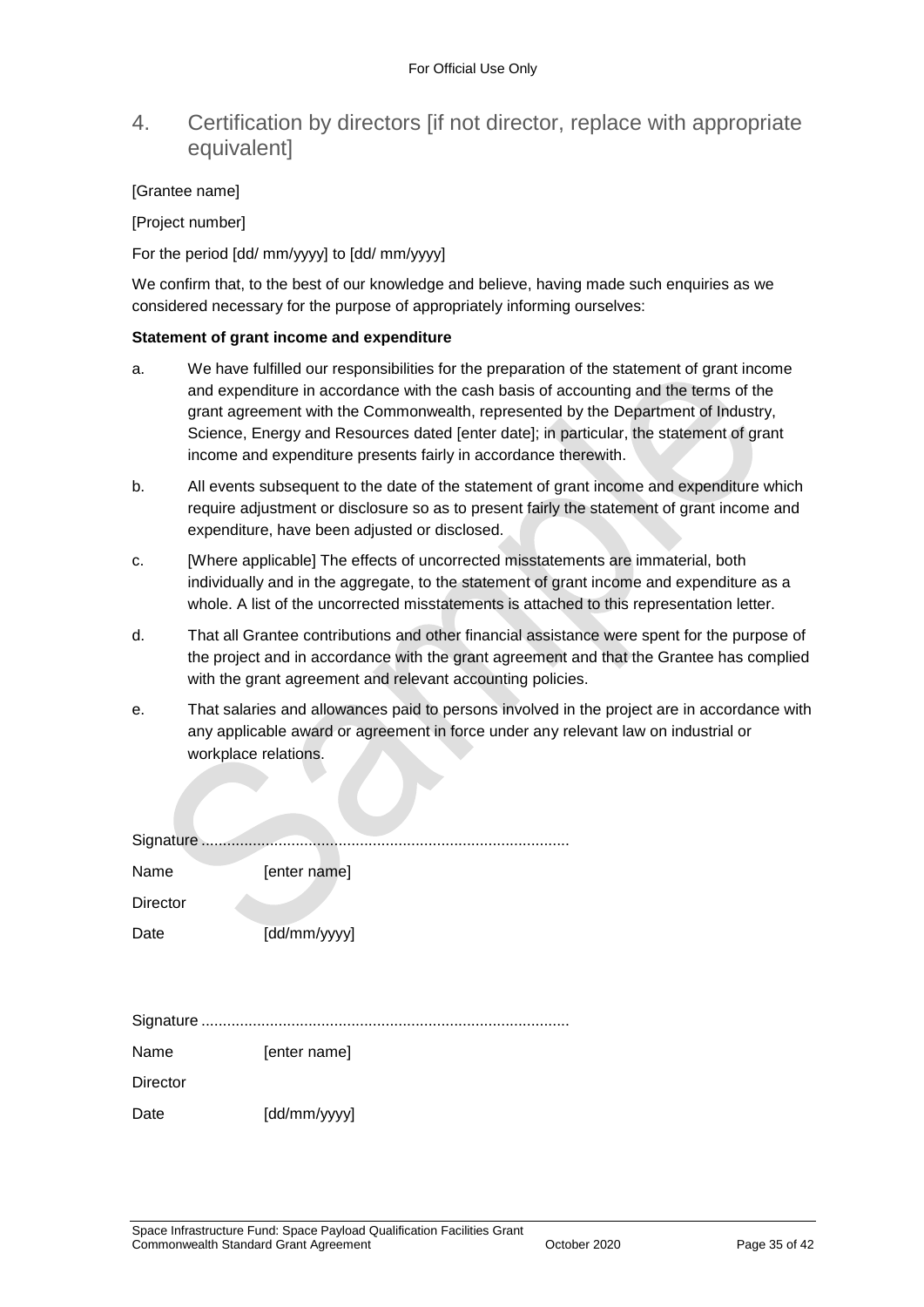# 4. Certification by directors [if not director, replace with appropriate equivalent]

[Grantee name]

[Project number]

For the period [dd/ mm/yyyy] to [dd/ mm/yyyy]

We confirm that, to the best of our knowledge and believe, having made such enquiries as we considered necessary for the purpose of appropriately informing ourselves:

**Statement of grant income and expenditure**

a. We have fulfilled our responsibilities for the preparation of the statement of grant income and expenditure in accordance with the cash basis of accounting and the terms of the grant agreement with the Commonwealth, represented by the Department of Industry, Science, Energy and Resources dated [enter date]; in particular, the statement of grant income and expenditure presents fairly in accordance therewith.

b. All events subsequent to the date of the statement of grant income and expenditure which require adjustment or disclosure so as to present fairly the statement of grant income and expenditure, have been adjusted or disclosed.

c. [Where applicable] The effects of uncorrected misstatements are immaterial, both individually and in the aggregate, to the statement of grant income and expenditure as a whole. A list of the uncorrected misstatements is attached to this representation letter.

d. That all Grantee contributions and other financial assistance were spent for the purpose of the project and in accordance with the grant agreement and that the Grantee has complied with the grant agreement and relevant accounting policies.

e. That salaries and allowances paid to persons involved in the project are in accordance with any applicable award or agreement in force under any relevant law on industrial or workplace relations.

Signature ....................................................................................

Name [enter name]

Director

Date [dd/mm/yyyy]

Signature ....................................................................................

Name [enter name]

Director

Date [dd/mm/yyyy]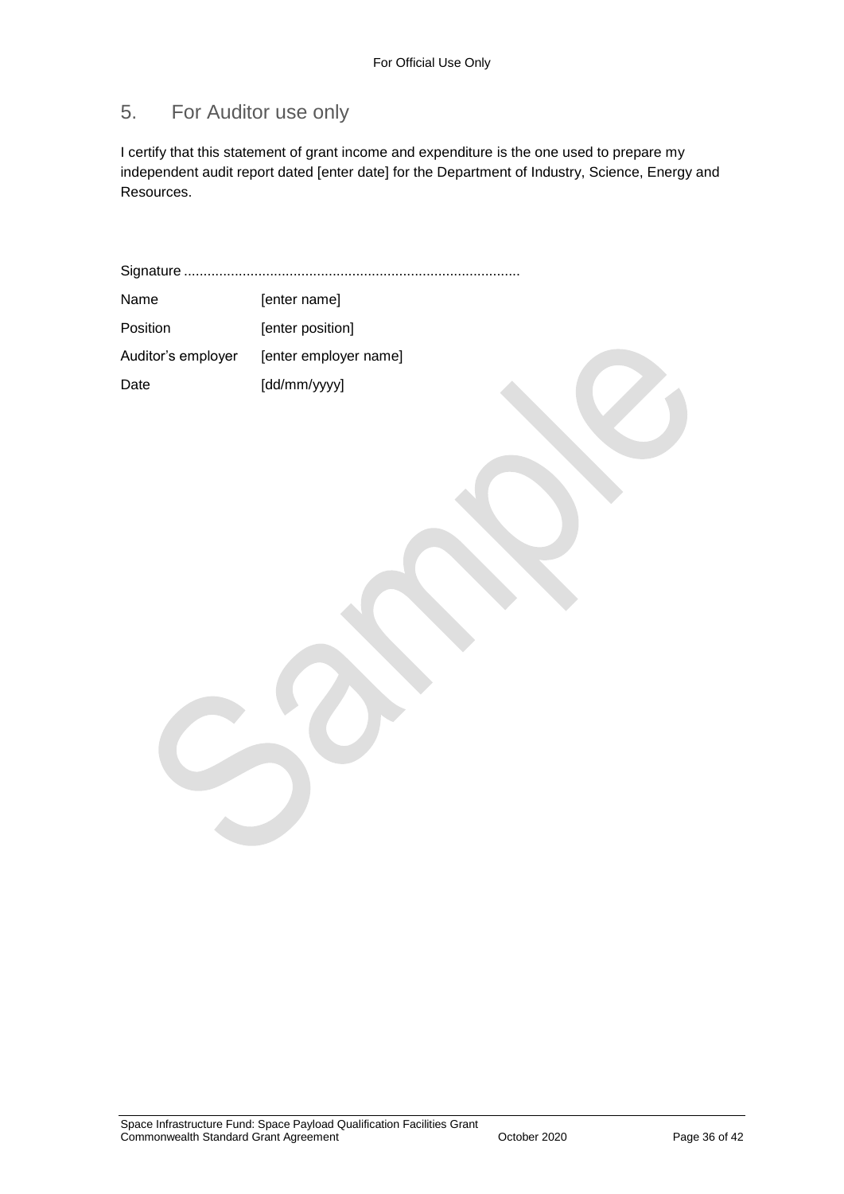## 5. For Auditor use only

I certify that this statement of grant income and expenditure is the one used to prepare my independent audit report dated [enter date] for the Department of Industry, Science, Energy and Resources.

Signature ......................................................................................

| | |
|---|---|
| Name | [enter name] |
| Position | [enter position] |
| Auditor's employer | [enter employer name] |
| Date | [dd/mm/yyyy] |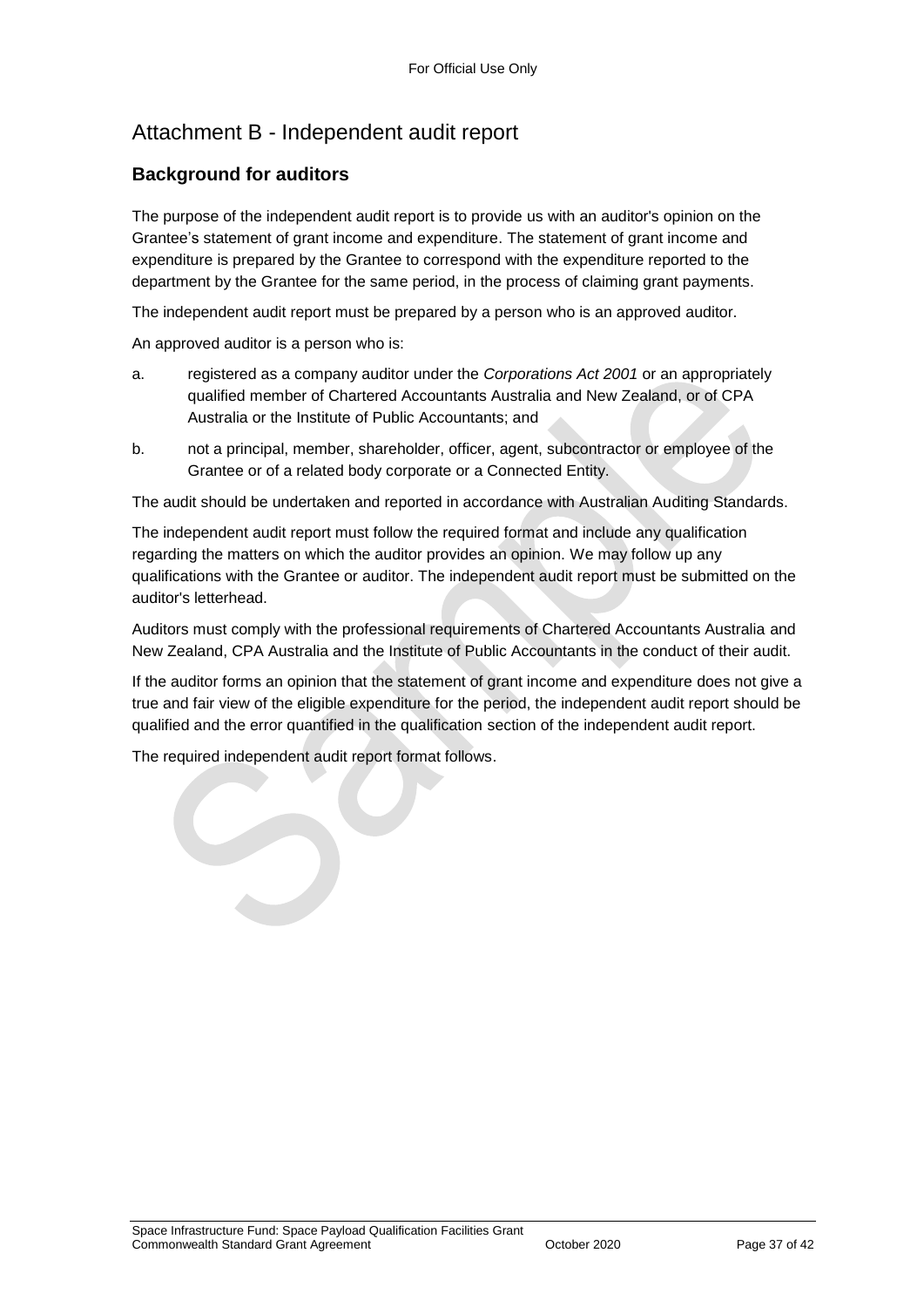# Attachment B - Independent audit report

## Background for auditors

The purpose of the independent audit report is to provide us with an auditor's opinion on the Grantee's statement of grant income and expenditure. The statement of grant income and expenditure is prepared by the Grantee to correspond with the expenditure reported to the department by the Grantee for the same period, in the process of claiming grant payments.

The independent audit report must be prepared by a person who is an approved auditor.

An approved auditor is a person who is:

a. registered as a company auditor under the *Corporations Act 2001* or an appropriately qualified member of Chartered Accountants Australia and New Zealand, or of CPA Australia or the Institute of Public Accountants; and

b. not a principal, member, shareholder, officer, agent, subcontractor or employee of the Grantee or of a related body corporate or a Connected Entity.

The audit should be undertaken and reported in accordance with Australian Auditing Standards.

The independent audit report must follow the required format and include any qualification regarding the matters on which the auditor provides an opinion. We may follow up any qualifications with the Grantee or auditor. The independent audit report must be submitted on the auditor's letterhead.

Auditors must comply with the professional requirements of Chartered Accountants Australia and New Zealand, CPA Australia and the Institute of Public Accountants in the conduct of their audit.

If the auditor forms an opinion that the statement of grant income and expenditure does not give a true and fair view of the eligible expenditure for the period, the independent audit report should be qualified and the error quantified in the qualification section of the independent audit report.

The required independent audit report format follows.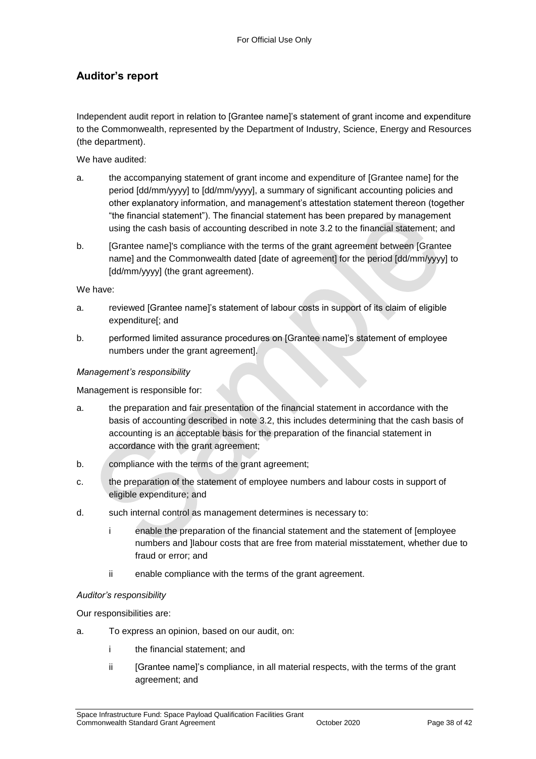## Auditor's report

Independent audit report in relation to [Grantee name]'s statement of grant income and expenditure to the Commonwealth, represented by the Department of Industry, Science, Energy and Resources (the department).

We have audited:

a. the accompanying statement of grant income and expenditure of [Grantee name] for the period [dd/mm/yyyy] to [dd/mm/yyyy], a summary of significant accounting policies and other explanatory information, and management's attestation statement thereon (together "the financial statement"). The financial statement has been prepared by management using the cash basis of accounting described in note 3.2 to the financial statement; and

b. [Grantee name]'s compliance with the terms of the grant agreement between [Grantee name] and the Commonwealth dated [date of agreement] for the period [dd/mm/yyyy] to [dd/mm/yyyy] (the grant agreement).

We have:

a. reviewed [Grantee name]'s statement of labour costs in support of its claim of eligible expenditure[; and

b. performed limited assurance procedures on [Grantee name]'s statement of employee numbers under the grant agreement].

*Management's responsibility*

Management is responsible for:

a. the preparation and fair presentation of the financial statement in accordance with the basis of accounting described in note 3.2, this includes determining that the cash basis of accounting is an acceptable basis for the preparation of the financial statement in accordance with the grant agreement;

b. compliance with the terms of the grant agreement;

c. the preparation of the statement of employee numbers and labour costs in support of eligible expenditure; and

d. such internal control as management determines is necessary to:

    i enable the preparation of the financial statement and the statement of [employee numbers and ]labour costs that are free from material misstatement, whether due to fraud or error; and

    ii enable compliance with the terms of the grant agreement.

*Auditor's responsibility*

Our responsibilities are:

a. To express an opinion, based on our audit, on:

    i the financial statement; and

    ii [Grantee name]'s compliance, in all material respects, with the terms of the grant agreement; and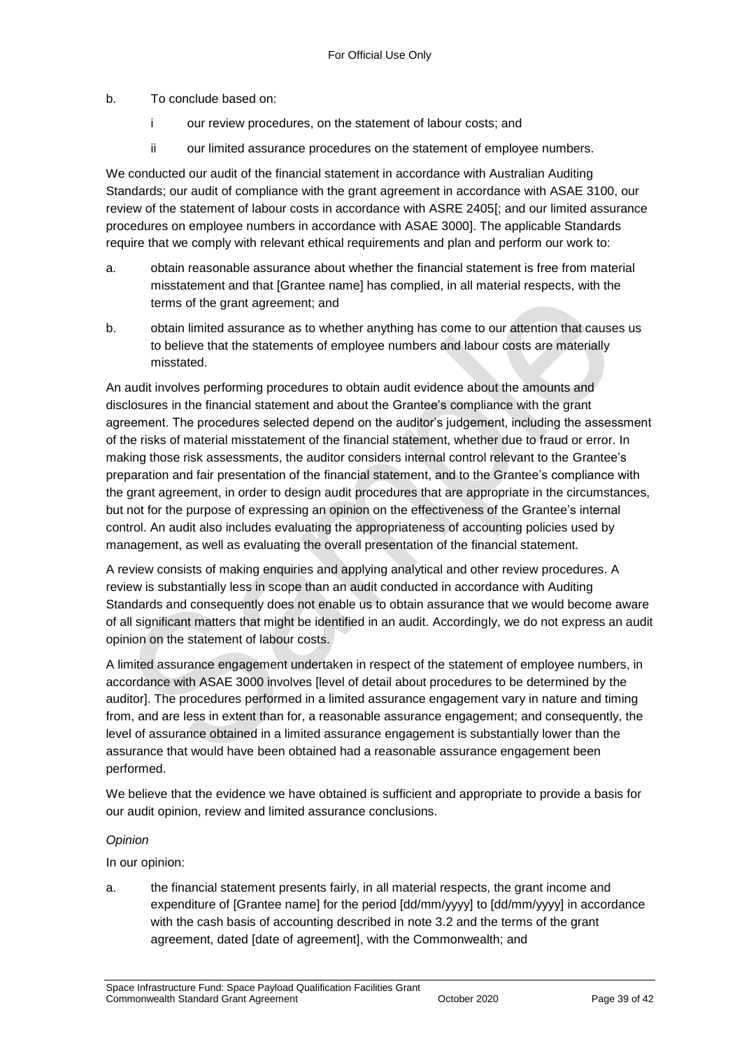b. To conclude based on:

    i our review procedures, on the statement of labour costs; and

    ii our limited assurance procedures on the statement of employee numbers.

We conducted our audit of the financial statement in accordance with Australian Auditing Standards; our audit of compliance with the grant agreement in accordance with ASAE 3100, our review of the statement of labour costs in accordance with ASRE 2405[; and our limited assurance procedures on employee numbers in accordance with ASAE 3000]. The applicable Standards require that we comply with relevant ethical requirements and plan and perform our work to:

a. obtain reasonable assurance about whether the financial statement is free from material misstatement and that [Grantee name] has complied, in all material respects, with the terms of the grant agreement; and

b. obtain limited assurance as to whether anything has come to our attention that causes us to believe that the statements of employee numbers and labour costs are materially misstated.

An audit involves performing procedures to obtain audit evidence about the amounts and disclosures in the financial statement and about the Grantee's compliance with the grant agreement. The procedures selected depend on the auditor's judgement, including the assessment of the risks of material misstatement of the financial statement, whether due to fraud or error. In making those risk assessments, the auditor considers internal control relevant to the Grantee's preparation and fair presentation of the financial statement, and to the Grantee's compliance with the grant agreement, in order to design audit procedures that are appropriate in the circumstances, but not for the purpose of expressing an opinion on the effectiveness of the Grantee's internal control. An audit also includes evaluating the appropriateness of accounting policies used by management, as well as evaluating the overall presentation of the financial statement.

A review consists of making enquiries and applying analytical and other review procedures. A review is substantially less in scope than an audit conducted in accordance with Auditing Standards and consequently does not enable us to obtain assurance that we would become aware of all significant matters that might be identified in an audit. Accordingly, we do not express an audit opinion on the statement of labour costs.

A limited assurance engagement undertaken in respect of the statement of employee numbers, in accordance with ASAE 3000 involves [level of detail about procedures to be determined by the auditor]. The procedures performed in a limited assurance engagement vary in nature and timing from, and are less in extent than for, a reasonable assurance engagement; and consequently, the level of assurance obtained in a limited assurance engagement is substantially lower than the assurance that would have been obtained had a reasonable assurance engagement been performed.

We believe that the evidence we have obtained is sufficient and appropriate to provide a basis for our audit opinion, review and limited assurance conclusions.

*Opinion*

In our opinion:

a. the financial statement presents fairly, in all material respects, the grant income and expenditure of [Grantee name] for the period [dd/mm/yyyy] to [dd/mm/yyyy] in accordance with the cash basis of accounting described in note 3.2 and the terms of the grant agreement, dated [date of agreement], with the Commonwealth; and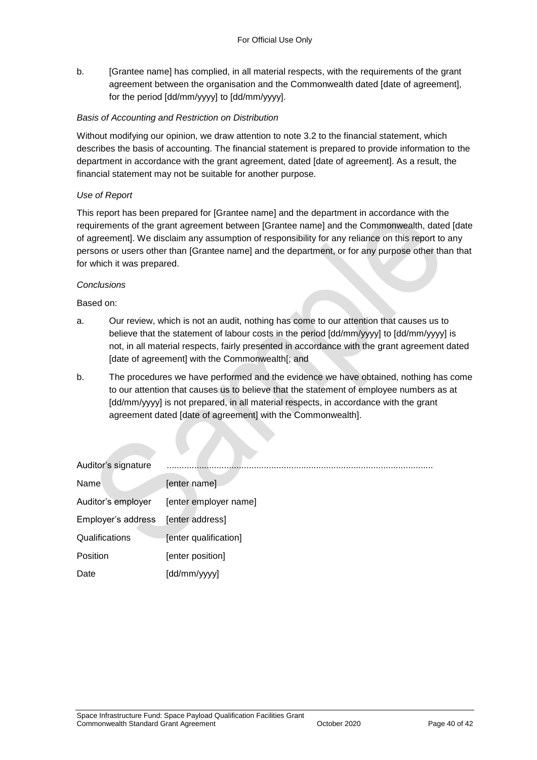b. [Grantee name] has complied, in all material respects, with the requirements of the grant agreement between the organisation and the Commonwealth dated [date of agreement], for the period [dd/mm/yyyy] to [dd/mm/yyyy].

*Basis of Accounting and Restriction on Distribution*

Without modifying our opinion, we draw attention to note 3.2 to the financial statement, which describes the basis of accounting. The financial statement is prepared to provide information to the department in accordance with the grant agreement, dated [date of agreement]. As a result, the financial statement may not be suitable for another purpose.

*Use of Report*

This report has been prepared for [Grantee name] and the department in accordance with the requirements of the grant agreement between [Grantee name] and the Commonwealth, dated [date of agreement]. We disclaim any assumption of responsibility for any reliance on this report to any persons or users other than [Grantee name] and the department, or for any purpose other than that for which it was prepared.

*Conclusions*

Based on:

a. Our review, which is not an audit, nothing has come to our attention that causes us to believe that the statement of labour costs in the period [dd/mm/yyyy] to [dd/mm/yyyy] is not, in all material respects, fairly presented in accordance with the grant agreement dated [date of agreement] with the Commonwealth[; and

b. The procedures we have performed and the evidence we have obtained, nothing has come to our attention that causes us to believe that the statement of employee numbers as at [dd/mm/yyyy] is not prepared, in all material respects, in accordance with the grant agreement dated [date of agreement] with the Commonwealth].

| | |
|---|---|
| Auditor's signature | ............................................................................................................ |
| Name | [enter name] |
| Auditor's employer | [enter employer name] |
| Employer's address | [enter address] |
| Qualifications | [enter qualification] |
| Position | [enter position] |
| Date | [dd/mm/yyyy] |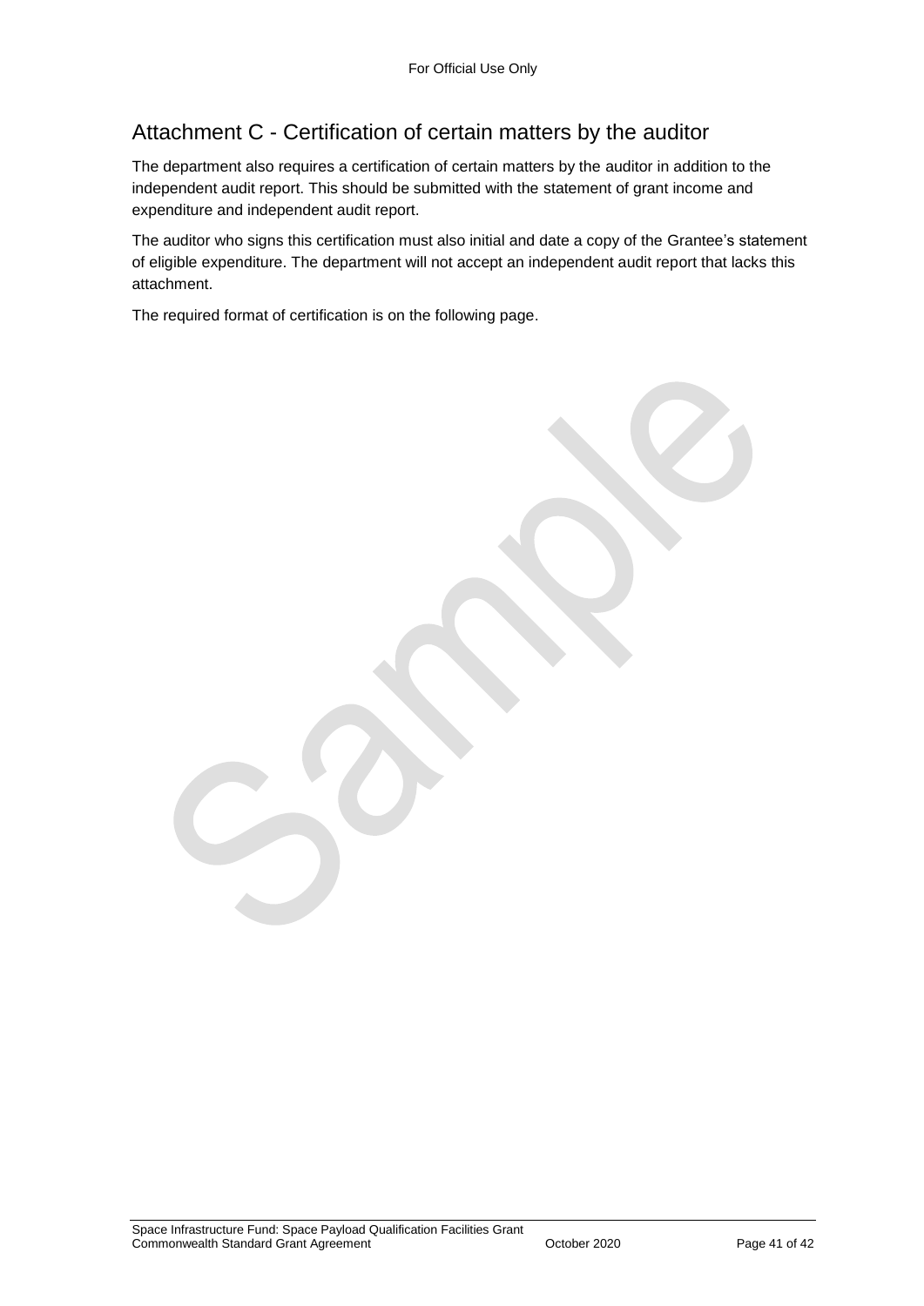## Attachment C - Certification of certain matters by the auditor

The department also requires a certification of certain matters by the auditor in addition to the independent audit report. This should be submitted with the statement of grant income and expenditure and independent audit report.

The auditor who signs this certification must also initial and date a copy of the Grantee's statement of eligible expenditure. The department will not accept an independent audit report that lacks this attachment.

The required format of certification is on the following page.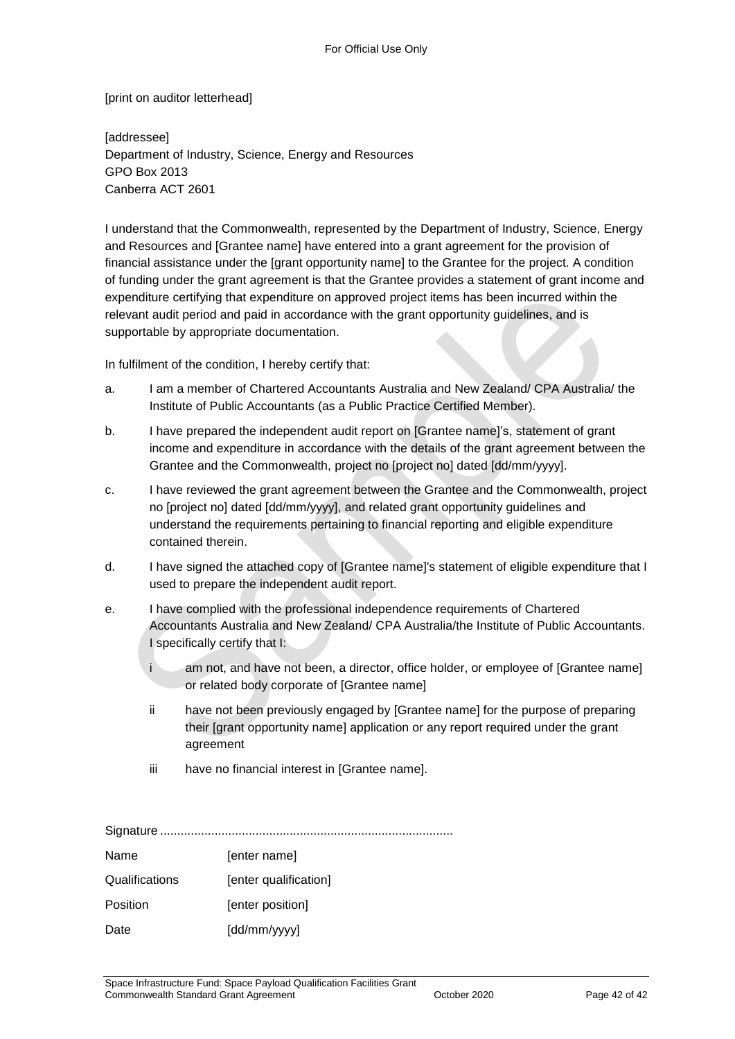[print on auditor letterhead]

[addressee]
Department of Industry, Science, Energy and Resources
GPO Box 2013
Canberra ACT 2601

I understand that the Commonwealth, represented by the Department of Industry, Science, Energy and Resources and [Grantee name] have entered into a grant agreement for the provision of financial assistance under the [grant opportunity name] to the Grantee for the project. A condition of funding under the grant agreement is that the Grantee provides a statement of grant income and expenditure certifying that expenditure on approved project items has been incurred within the relevant audit period and paid in accordance with the grant opportunity guidelines, and is supportable by appropriate documentation.

In fulfilment of the condition, I hereby certify that:

a. I am a member of Chartered Accountants Australia and New Zealand/ CPA Australia/ the Institute of Public Accountants (as a Public Practice Certified Member).

b. I have prepared the independent audit report on [Grantee name]'s, statement of grant income and expenditure in accordance with the details of the grant agreement between the Grantee and the Commonwealth, project no [project no] dated [dd/mm/yyyy].

c. I have reviewed the grant agreement between the Grantee and the Commonwealth, project no [project no] dated [dd/mm/yyyy], and related grant opportunity guidelines and understand the requirements pertaining to financial reporting and eligible expenditure contained therein.

d. I have signed the attached copy of [Grantee name]'s statement of eligible expenditure that I used to prepare the independent audit report.

e. I have complied with the professional independence requirements of Chartered Accountants Australia and New Zealand/ CPA Australia/the Institute of Public Accountants. I specifically certify that I:

   i am not, and have not been, a director, office holder, or employee of [Grantee name] or related body corporate of [Grantee name]

   ii have not been previously engaged by [Grantee name] for the purpose of preparing their [grant opportunity name] application or any report required under the grant agreement

   iii have no financial interest in [Grantee name].

Signature ......................................................................................

| | |
|---|---|
| Name | [enter name] |
| Qualifications | [enter qualification] |
| Position | [enter position] |
| Date | [dd/mm/yyyy] |